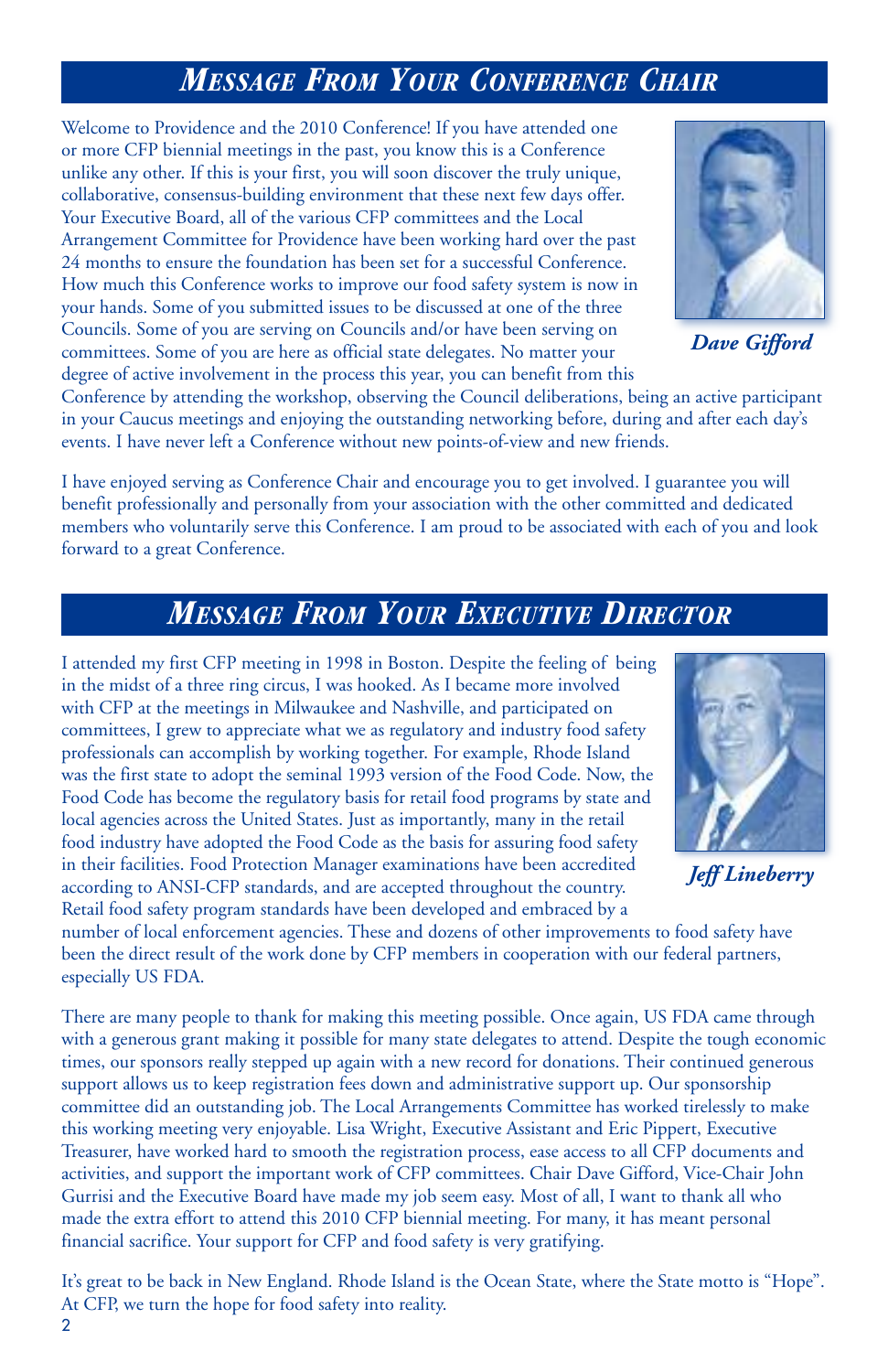## *Message From Your Conference Chair*

Welcome to Providence and the 2010 Conference! If you have attended one or more CFP biennial meetings in the past, you know this is a Conference unlike any other. If this is your first, you will soon discover the truly unique, collaborative, consensus-building environment that these next few days offer. Your Executive Board, all of the various CFP committees and the Local Arrangement Committee for Providence have been working hard over the past 24 months to ensure the foundation has been set for a successful Conference. How much this Conference works to improve our food safety system is now in your hands. Some of you submitted issues to be discussed at one of the three Councils. Some of you are serving on Councils and/or have been serving on committees. Some of you are here as official state delegates. No matter your degree of active involvement in the process this year, you can benefit from this Conference by attending the workshop, observing the Council deliberations, being an active participant in your Caucus meetings and enjoying the outstanding networking before, during and after each day's events. I have never left a Conference without new points-of-view and new friends.

*Dave Gifford*

I have enjoyed serving as Conference Chair and encourage you to get involved. I guarantee you will benefit professionally and personally from your association with the other committed and dedicated members who voluntarily serve this Conference. I am proud to be associated with each of you and look forward to a great Conference.

## *Message From Your Executive Director*

I attended my first CFP meeting in 1998 in Boston. Despite the feeling of being in the midst of a three ring circus, I was hooked. As I became more involved with CFP at the meetings in Milwaukee and Nashville, and participated on committees, I grew to appreciate what we as regulatory and industry food safety professionals can accomplish by working together. For example, Rhode Island was the first state to adopt the seminal 1993 version of the Food Code. Now, the Food Code has become the regulatory basis for retail food programs by state and local agencies across the United States. Just as importantly, many in the retail food industry have adopted the Food Code as the basis for assuring food safety in their facilities. Food Protection Manager examinations have been accredited according to ANSI-CFP standards, and are accepted throughout the country. Retail food safety program standards have been developed and embraced by a number of local enforcement agencies. These and dozens of other improvements to food safety have been the direct result of the work done by CFP members in cooperation with our federal partners, especially US FDA.

*Jeff Lineberry*

There are many people to thank for making this meeting possible. Once again, US FDA came through with a generous grant making it possible for many state delegates to attend. Despite the tough economic times, our sponsors really stepped up again with a new record for donations. Their continued generous support allows us to keep registration fees down and administrative support up. Our sponsorship committee did an outstanding job. The Local Arrangements Committee has worked tirelessly to make this working meeting very enjoyable. Lisa Wright, Executive Assistant and Eric Pippert, Executive Treasurer, have worked hard to smooth the registration process, ease access to all CFP documents and activities, and support the important work of CFP committees. Chair Dave Gifford, Vice-Chair John Gurrisi and the Executive Board have made my job seem easy. Most of all, I want to thank all who made the extra effort to attend this 2010 CFP biennial meeting. For many, it has meant personal financial sacrifice. Your support for CFP and food safety is very gratifying.

It's great to be back in New England. Rhode Island is the Ocean State, where the State motto is "Hope". At CFP, we turn the hope for food safety into reality.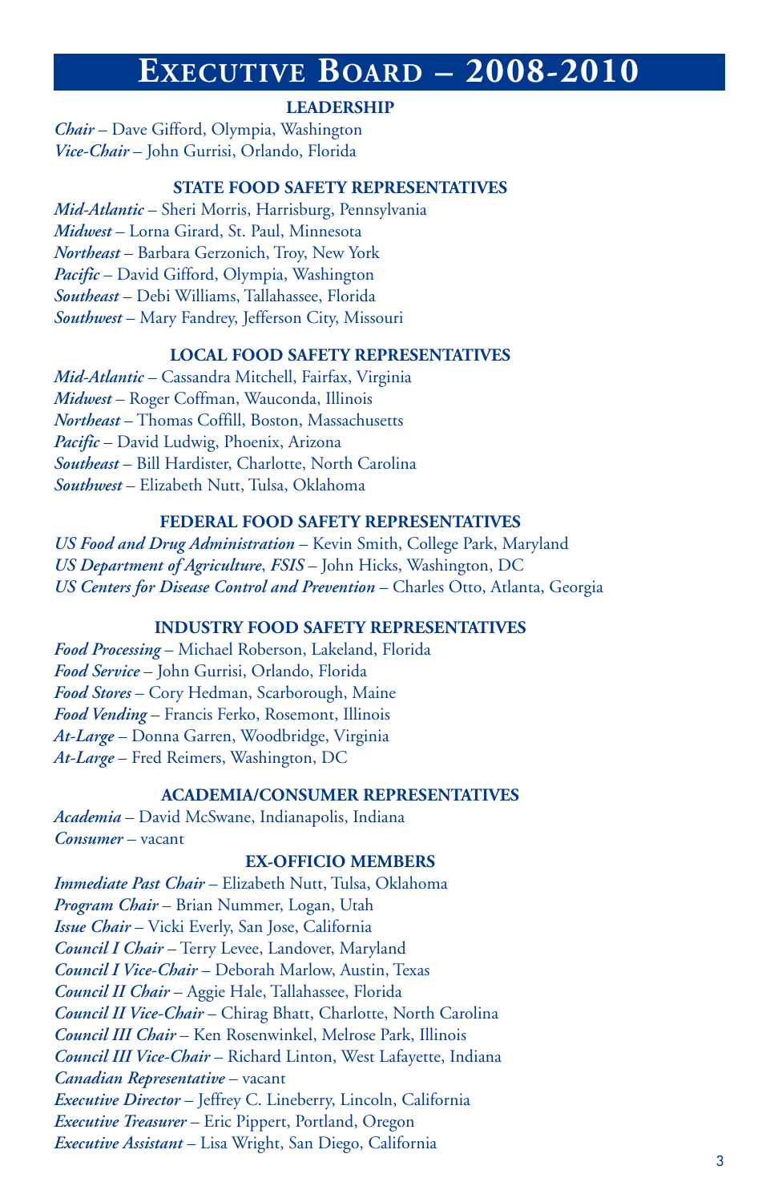# Executive Board – 2008-2010

### LEADERSHIP

*Chair* – Dave Gifford, Olympia, Washington
*Vice-Chair* – John Gurrisi, Orlando, Florida

### STATE FOOD SAFETY REPRESENTATIVES

*Mid-Atlantic* – Sheri Morris, Harrisburg, Pennsylvania
*Midwest* – Lorna Girard, St. Paul, Minnesota
*Northeast* – Barbara Gerzonich, Troy, New York
*Pacific* – David Gifford, Olympia, Washington
*Southeast* – Debi Williams, Tallahassee, Florida
*Southwest* – Mary Fandrey, Jefferson City, Missouri

### LOCAL FOOD SAFETY REPRESENTATIVES

*Mid-Atlantic* – Cassandra Mitchell, Fairfax, Virginia
*Midwest* – Roger Coffman, Wauconda, Illinois
*Northeast* – Thomas Coffill, Boston, Massachusetts
*Pacific* – David Ludwig, Phoenix, Arizona
*Southeast* – Bill Hardister, Charlotte, North Carolina
*Southwest* – Elizabeth Nutt, Tulsa, Oklahoma

### FEDERAL FOOD SAFETY REPRESENTATIVES

*US Food and Drug Administration* – Kevin Smith, College Park, Maryland
*US Department of Agriculture, FSIS* – John Hicks, Washington, DC
*US Centers for Disease Control and Prevention* – Charles Otto, Atlanta, Georgia

### INDUSTRY FOOD SAFETY REPRESENTATIVES

*Food Processing* – Michael Roberson, Lakeland, Florida
*Food Service* – John Gurrisi, Orlando, Florida
*Food Stores* – Cory Hedman, Scarborough, Maine
*Food Vending* – Francis Ferko, Rosemont, Illinois
*At-Large* – Donna Garren, Woodbridge, Virginia
*At-Large* – Fred Reimers, Washington, DC

### ACADEMIA/CONSUMER REPRESENTATIVES

*Academia* – David McSwane, Indianapolis, Indiana
*Consumer* – vacant

### EX-OFFICIO MEMBERS

*Immediate Past Chair* – Elizabeth Nutt, Tulsa, Oklahoma
*Program Chair* – Brian Nummer, Logan, Utah
*Issue Chair* – Vicki Everly, San Jose, California
*Council I Chair* – Terry Levee, Landover, Maryland
*Council I Vice-Chair* – Deborah Marlow, Austin, Texas
*Council II Chair* – Aggie Hale, Tallahassee, Florida
*Council II Vice-Chair* – Chirag Bhatt, Charlotte, North Carolina
*Council III Chair* – Ken Rosenwinkel, Melrose Park, Illinois
*Council III Vice-Chair* – Richard Linton, West Lafayette, Indiana
*Canadian Representative* – vacant
*Executive Director* – Jeffrey C. Lineberry, Lincoln, California
*Executive Treasurer* – Eric Pippert, Portland, Oregon
*Executive Assistant* – Lisa Wright, San Diego, California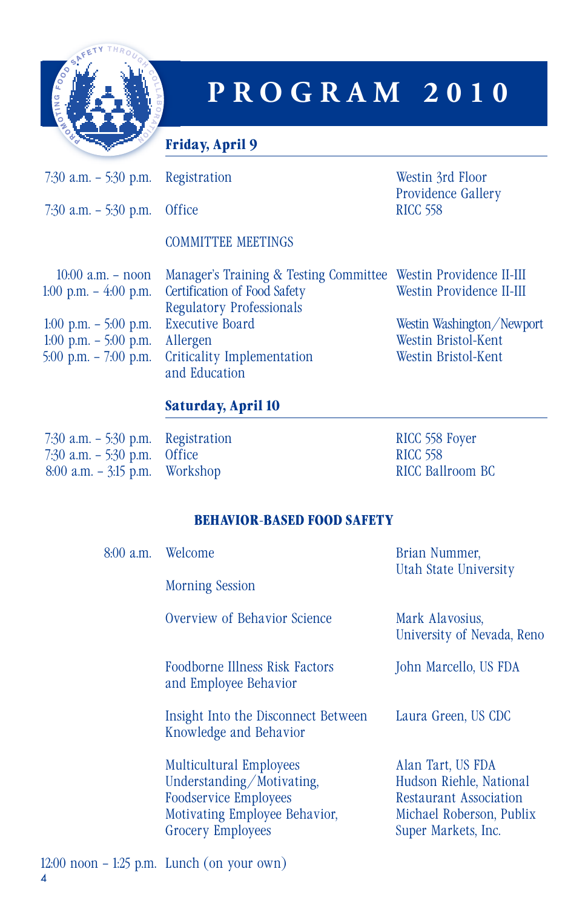# PROGRAM 2010

## Friday, April 9

| | | |
|---|---|---|
| 7:30 a.m. – 5:30 p.m. | Registration | Westin 3rd Floor Providence Gallery |
| 7:30 a.m. – 5:30 p.m. | Office | RICC 558 |

COMMITTEE MEETINGS

| | | |
|---|---|---|
| 10:00 a.m. – noon | Manager's Training & Testing Committee | Westin Providence II-III |
| 1:00 p.m. – 4:00 p.m. | Certification of Food Safety Regulatory Professionals | Westin Providence II-III |
| 1:00 p.m. – 5:00 p.m. | Executive Board | Westin Washington/Newport |
| 1:00 p.m. – 5:00 p.m. | Allergen | Westin Bristol-Kent |
| 5:00 p.m. – 7:00 p.m. | Criticality Implementation and Education | Westin Bristol-Kent |

## Saturday, April 10

| | | |
|---|---|---|
| 7:30 a.m. – 5:30 p.m. | Registration | RICC 558 Foyer |
| 7:30 a.m. – 5:30 p.m. | Office | RICC 558 |
| 8:00 a.m. – 3:15 p.m. | Workshop | RICC Ballroom BC |

### BEHAVIOR-BASED FOOD SAFETY

| | | |
|---|---|---|
| 8:00 a.m. | Welcome | Brian Nummer, Utah State University |
| | Morning Session | |
| | Overview of Behavior Science | Mark Alavosius, University of Nevada, Reno |
| | Foodborne Illness Risk Factors and Employee Behavior | John Marcello, US FDA |
| | Insight Into the Disconnect Between Knowledge and Behavior | Laura Green, US CDC |
| | Multicultural Employees Understanding/Motivating, Foodservice Employees Motivating Employee Behavior, Grocery Employees | Alan Tart, US FDA Hudson Riehle, National Restaurant Association Michael Roberson, Publix Super Markets, Inc. |
| 12:00 noon – 1:25 p.m. | Lunch (on your own) | |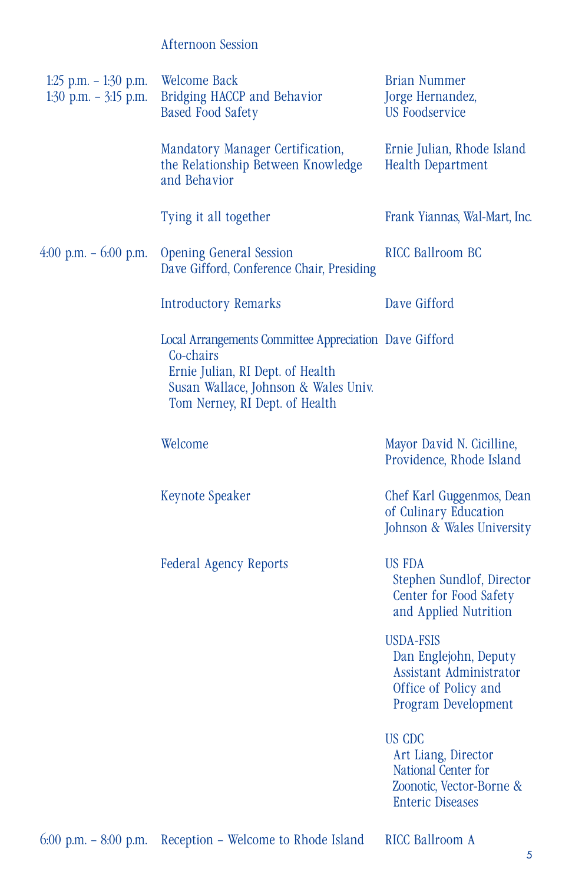## Afternoon Session

| Time | Session | Speaker / Location |
|---|---|---|
| 1:25 p.m. – 1:30 p.m. | Welcome Back | Brian Nummer |
| 1:30 p.m. – 3:15 p.m. | Bridging HACCP and Behavior Based Food Safety | Jorge Hernandez, US Foodservice |
| | Mandatory Manager Certification, the Relationship Between Knowledge and Behavior | Ernie Julian, Rhode Island Health Department |
| | Tying it all together | Frank Yiannas, Wal-Mart, Inc. |
| 4:00 p.m. – 6:00 p.m. | Opening General Session<br>Dave Gifford, Conference Chair, Presiding | RICC Ballroom BC |
| | Introductory Remarks | Dave Gifford |
| | Local Arrangements Committee Appreciation<br>Co-chairs<br>Ernie Julian, RI Dept. of Health<br>Susan Wallace, Johnson & Wales Univ.<br>Tom Nerney, RI Dept. of Health | Dave Gifford |
| | Welcome | Mayor David N. Cicilline, Providence, Rhode Island |
| | Keynote Speaker | Chef Karl Guggenmos, Dean of Culinary Education Johnson & Wales University |
| | Federal Agency Reports | US FDA<br>Stephen Sundlof, Director Center for Food Safety and Applied Nutrition<br><br>USDA-FSIS<br>Dan Englejohn, Deputy Assistant Administrator Office of Policy and Program Development<br><br>US CDC<br>Art Liang, Director National Center for Zoonotic, Vector-Borne & Enteric Diseases |
| 6:00 p.m. – 8:00 p.m. | Reception – Welcome to Rhode Island | RICC Ballroom A |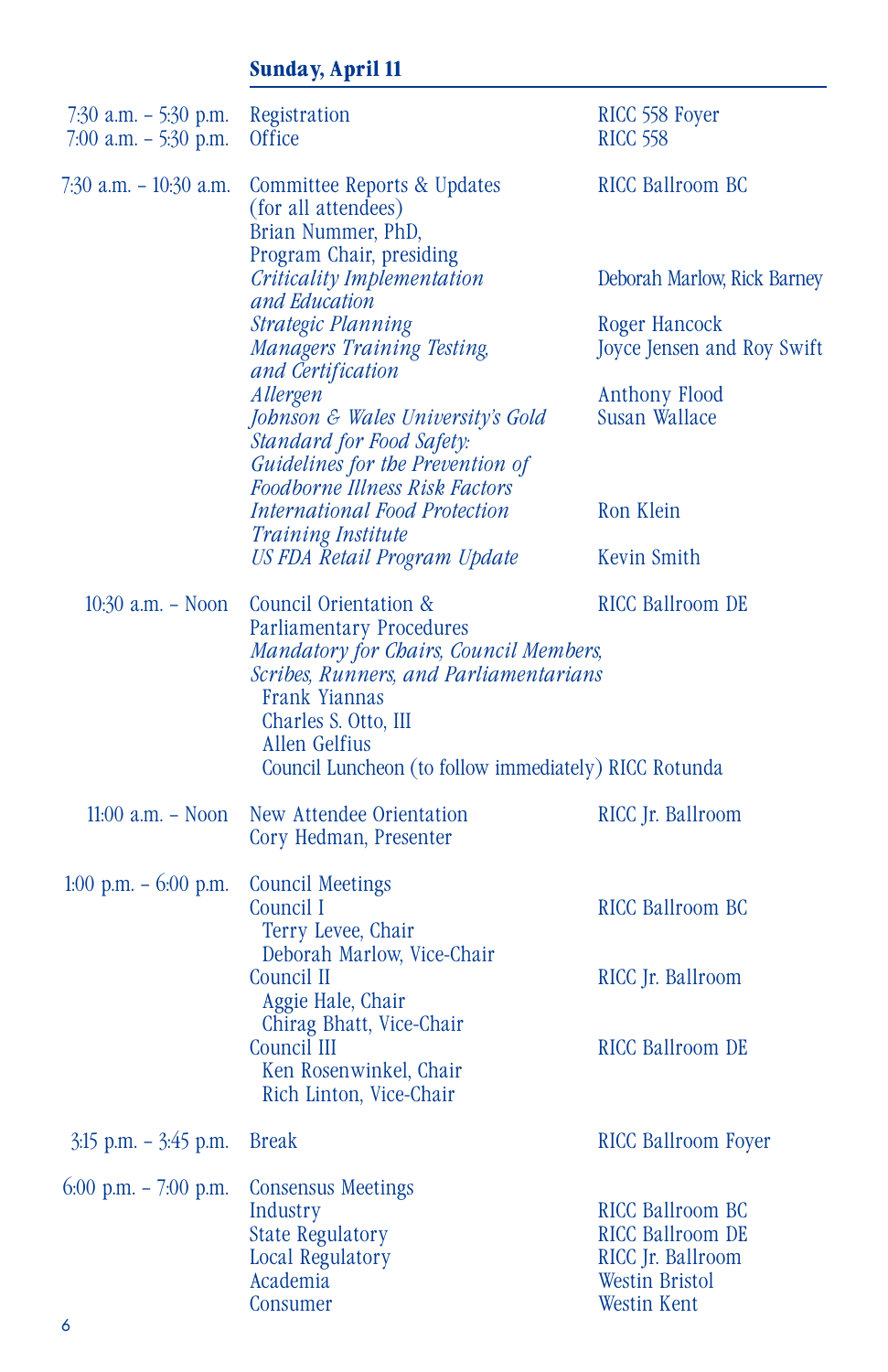## Sunday, April 11

| | | |
|---|---|---|
| 7:30 a.m. – 5:30 p.m. | Registration | RICC 558 Foyer |
| 7:00 a.m. – 5:30 p.m. | Office | RICC 558 |
| 7:30 a.m. – 10:30 a.m. | Committee Reports & Updates (for all attendees) Brian Nummer, PhD, Program Chair, presiding | RICC Ballroom BC |
| | *Criticality Implementation and Education* | Deborah Marlow, Rick Barney |
| | *Strategic Planning* | Roger Hancock |
| | *Managers Training Testing, and Certification* | Joyce Jensen and Roy Swift |
| | *Allergen* | Anthony Flood |
| | *Johnson & Wales University's Gold Standard for Food Safety: Guidelines for the Prevention of Foodborne Illness Risk Factors* | Susan Wallace |
| | *International Food Protection Training Institute* | Ron Klein |
| | *US FDA Retail Program Update* | Kevin Smith |
| 10:30 a.m. – Noon | Council Orientation & Parliamentary Procedures | RICC Ballroom DE |
| | *Mandatory for Chairs, Council Members, Scribes, Runners, and Parliamentarians* | |
| | Frank Yiannas | |
| | Charles S. Otto, III | |
| | Allen Gelfius | |
| | Council Luncheon (to follow immediately) | RICC Rotunda |
| 11:00 a.m. – Noon | New Attendee Orientation Cory Hedman, Presenter | RICC Jr. Ballroom |
| 1:00 p.m. – 6:00 p.m. | Council Meetings | |
| | Council I — Terry Levee, Chair; Deborah Marlow, Vice-Chair | RICC Ballroom BC |
| | Council II — Aggie Hale, Chair; Chirag Bhatt, Vice-Chair | RICC Jr. Ballroom |
| | Council III — Ken Rosenwinkel, Chair; Rich Linton, Vice-Chair | RICC Ballroom DE |
| 3:15 p.m. – 3:45 p.m. | Break | RICC Ballroom Foyer |
| 6:00 p.m. – 7:00 p.m. | Consensus Meetings | |
| | Industry | RICC Ballroom BC |
| | State Regulatory | RICC Ballroom DE |
| | Local Regulatory | RICC Jr. Ballroom |
| | Academia | Westin Bristol |
| | Consumer | Westin Kent |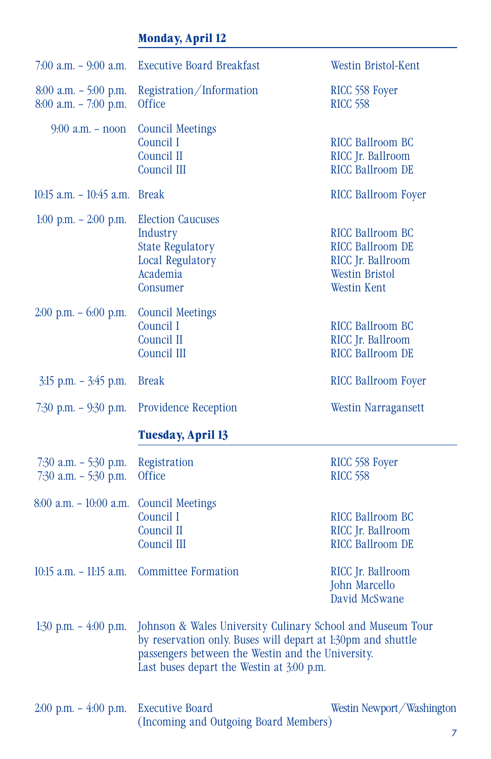## Monday, April 12

| | | |
|---|---|---|
| 7:00 a.m. – 9:00 a.m. | Executive Board Breakfast | Westin Bristol-Kent |
| 8:00 a.m. – 5:00 p.m. | Registration/Information | RICC 558 Foyer |
| 8:00 a.m. – 7:00 p.m. | Office | RICC 558 |
| 9:00 a.m. – noon | Council Meetings | |
| | Council I | RICC Ballroom BC |
| | Council II | RICC Jr. Ballroom |
| | Council III | RICC Ballroom DE |
| 10:15 a.m. – 10:45 a.m. | Break | RICC Ballroom Foyer |
| 1:00 p.m. – 2:00 p.m. | Election Caucuses | |
| | Industry | RICC Ballroom BC |
| | State Regulatory | RICC Ballroom DE |
| | Local Regulatory | RICC Jr. Ballroom |
| | Academia | Westin Bristol |
| | Consumer | Westin Kent |
| 2:00 p.m. – 6:00 p.m. | Council Meetings | |
| | Council I | RICC Ballroom BC |
| | Council II | RICC Jr. Ballroom |
| | Council III | RICC Ballroom DE |
| 3:15 p.m. – 3:45 p.m. | Break | RICC Ballroom Foyer |
| 7:30 p.m. – 9:30 p.m. | Providence Reception | Westin Narragansett |

## Tuesday, April 13

| | | |
|---|---|---|
| 7:30 a.m. – 5:30 p.m. | Registration | RICC 558 Foyer |
| 7:30 a.m. – 5:30 p.m. | Office | RICC 558 |
| 8:00 a.m. – 10:00 a.m. | Council Meetings | |
| | Council I | RICC Ballroom BC |
| | Council II | RICC Jr. Ballroom |
| | Council III | RICC Ballroom DE |
| 10:15 a.m. – 11:15 a.m. | Committee Formation | RICC Jr. Ballroom<br>John Marcello<br>David McSwane |
| 1:30 p.m. – 4:00 p.m. | Johnson & Wales University Culinary School and Museum Tour by reservation only. Buses will depart at 1:30pm and shuttle passengers between the Westin and the University. Last buses depart the Westin at 3:00 p.m. | |
| 2:00 p.m. – 4:00 p.m. | Executive Board (Incoming and Outgoing Board Members) | Westin Newport/Washington |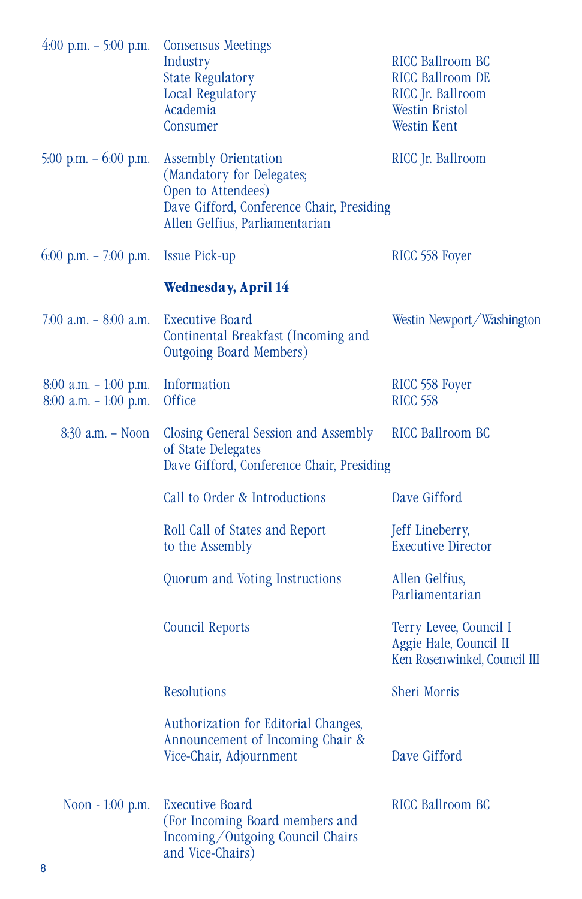| | | |
|---|---|---|
| 4:00 p.m. – 5:00 p.m. | Consensus Meetings | |
| | Industry | RICC Ballroom BC |
| | State Regulatory | RICC Ballroom DE |
| | Local Regulatory | RICC Jr. Ballroom |
| | Academia | Westin Bristol |
| | Consumer | Westin Kent |
| 5:00 p.m. – 6:00 p.m. | Assembly Orientation (Mandatory for Delegates; Open to Attendees) Dave Gifford, Conference Chair, Presiding Allen Gelfius, Parliamentarian | RICC Jr. Ballroom |
| 6:00 p.m. – 7:00 p.m. | Issue Pick-up | RICC 558 Foyer |

## Wednesday, April 14

| | | |
|---|---|---|
| 7:00 a.m. – 8:00 a.m. | Executive Board Continental Breakfast (Incoming and Outgoing Board Members) | Westin Newport/Washington |
| 8:00 a.m. – 1:00 p.m. | Information | RICC 558 Foyer |
| 8:00 a.m. – 1:00 p.m. | Office | RICC 558 |
| 8:30 a.m. – Noon | Closing General Session and Assembly of State Delegates Dave Gifford, Conference Chair, Presiding | RICC Ballroom BC |
| | Call to Order & Introductions | Dave Gifford |
| | Roll Call of States and Report to the Assembly | Jeff Lineberry, Executive Director |
| | Quorum and Voting Instructions | Allen Gelfius, Parliamentarian |
| | Council Reports | Terry Levee, Council I Aggie Hale, Council II Ken Rosenwinkel, Council III |
| | Resolutions | Sheri Morris |
| | Authorization for Editorial Changes, Announcement of Incoming Chair & Vice-Chair, Adjournment | Dave Gifford |
| Noon - 1:00 p.m. | Executive Board (For Incoming Board members and Incoming/Outgoing Council Chairs and Vice-Chairs) | RICC Ballroom BC |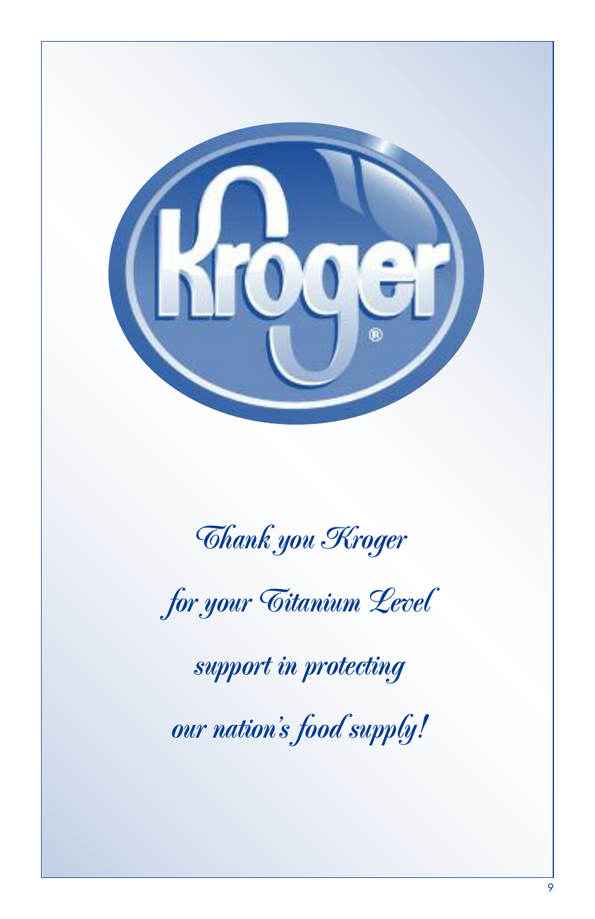*Thank you Kroger*

*for your Titanium Level*

*support in protecting*

*our nation's food supply!*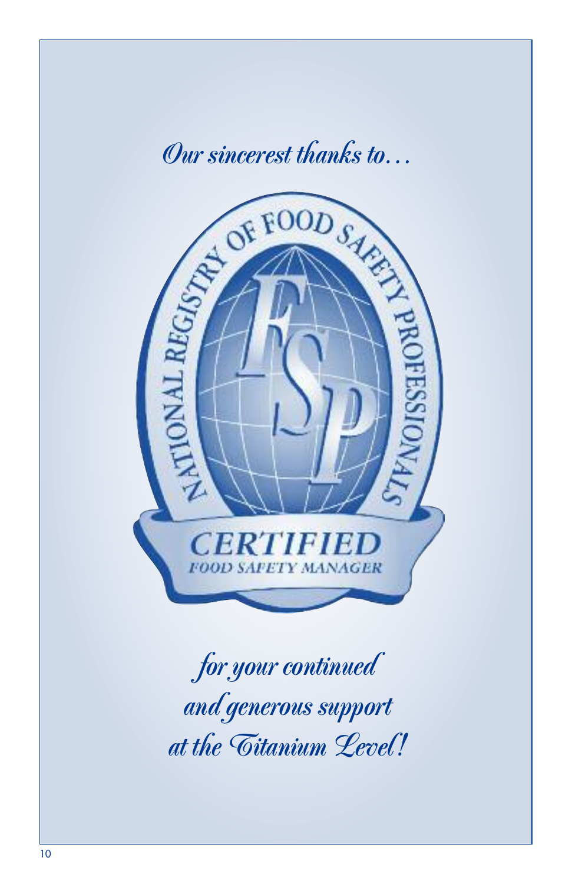*Our sincerest thanks to…*

NATIONAL REGISTRY OF FOOD SAFETY PROFESSIONALS

NRFSP

CERTIFIED

FOOD SAFETY MANAGER

*for your continued and generous support at the Titanium Level!*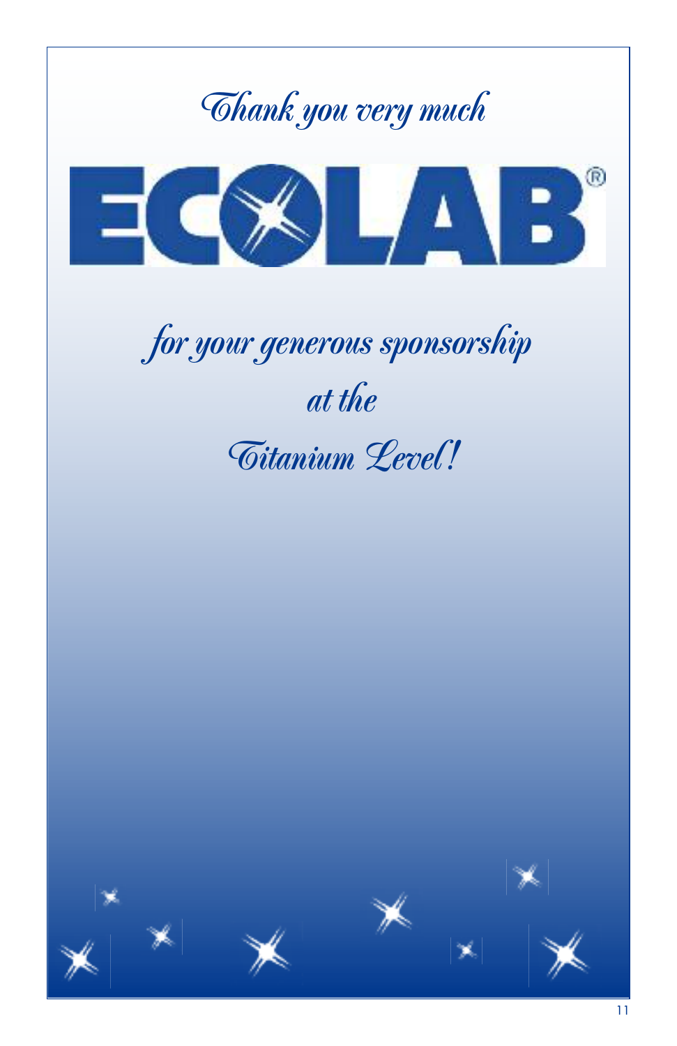*Thank you very much*

ECOLAB®

*for your generous sponsorship*

*at the*

*Titanium Level!*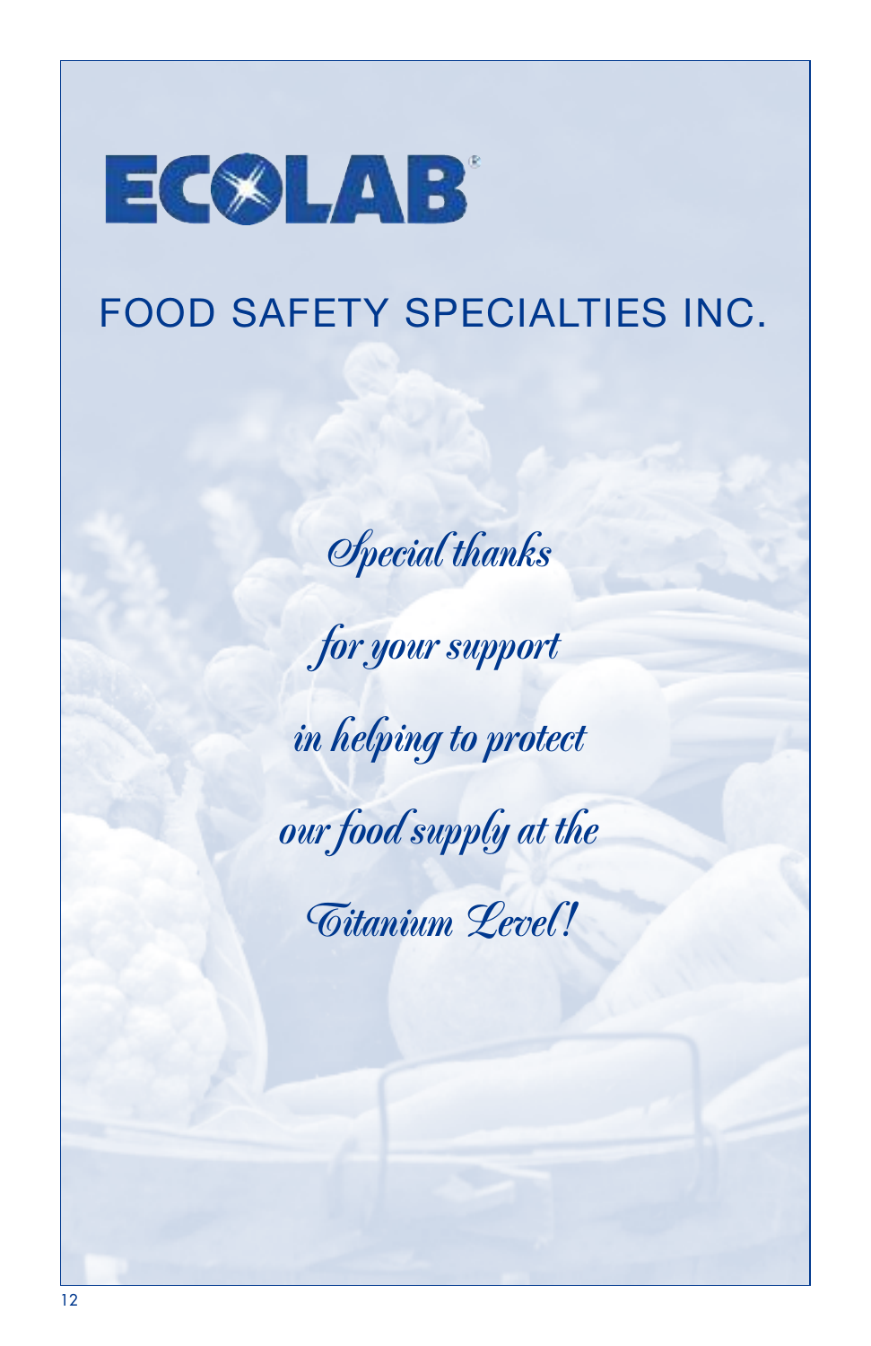ECOLAB®

FOOD SAFETY SPECIALTIES INC.

*Special thanks*

*for your support*

*in helping to protect*

*our food supply at the*

*Titanium Level!*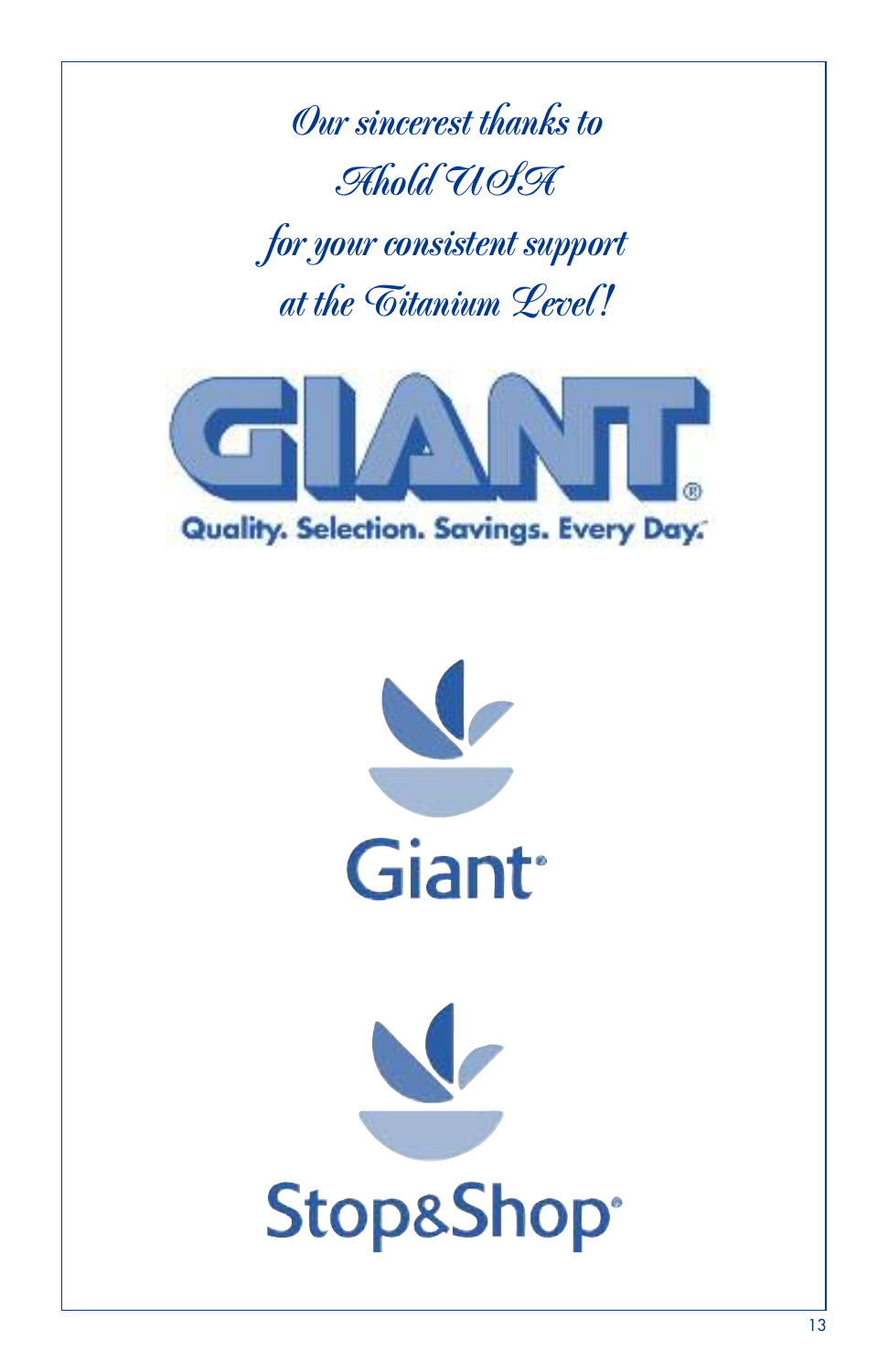*Our sincerest thanks to*

*Ahold USA*

*for your consistent support*

*at the Titanium Level!*

GIANT®

Quality. Selection. Savings. Every Day.

Giant

Stop&Shop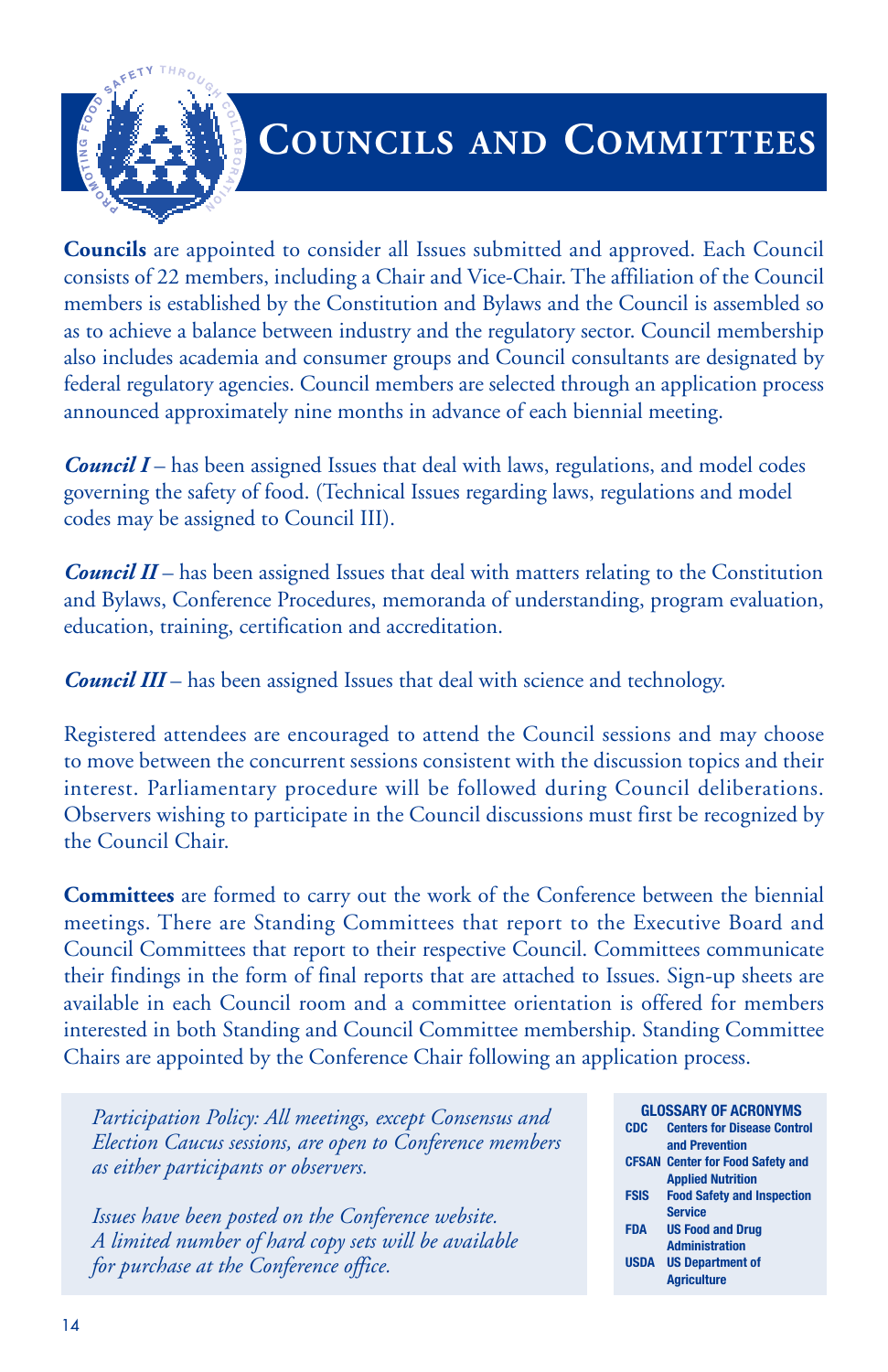# Councils and Committees

**Councils** are appointed to consider all Issues submitted and approved. Each Council consists of 22 members, including a Chair and Vice-Chair. The affiliation of the Council members is established by the Constitution and Bylaws and the Council is assembled so as to achieve a balance between industry and the regulatory sector. Council membership also includes academia and consumer groups and Council consultants are designated by federal regulatory agencies. Council members are selected through an application process announced approximately nine months in advance of each biennial meeting.

***Council I*** – has been assigned Issues that deal with laws, regulations, and model codes governing the safety of food. (Technical Issues regarding laws, regulations and model codes may be assigned to Council III).

***Council II*** – has been assigned Issues that deal with matters relating to the Constitution and Bylaws, Conference Procedures, memoranda of understanding, program evaluation, education, training, certification and accreditation.

***Council III*** – has been assigned Issues that deal with science and technology.

Registered attendees are encouraged to attend the Council sessions and may choose to move between the concurrent sessions consistent with the discussion topics and their interest. Parliamentary procedure will be followed during Council deliberations. Observers wishing to participate in the Council discussions must first be recognized by the Council Chair.

**Committees** are formed to carry out the work of the Conference between the biennial meetings. There are Standing Committees that report to the Executive Board and Council Committees that report to their respective Council. Committees communicate their findings in the form of final reports that are attached to Issues. Sign-up sheets are available in each Council room and a committee orientation is offered for members interested in both Standing and Council Committee membership. Standing Committee Chairs are appointed by the Conference Chair following an application process.

*Participation Policy: All meetings, except Consensus and Election Caucus sessions, are open to Conference members as either participants or observers.*

*Issues have been posted on the Conference website. A limited number of hard copy sets will be available for purchase at the Conference office.*

**GLOSSARY OF ACRONYMS**

| | |
|---|---|
| **CDC** | **Centers for Disease Control and Prevention** |
| **CFSAN** | **Center for Food Safety and Applied Nutrition** |
| **FSIS** | **Food Safety and Inspection Service** |
| **FDA** | **US Food and Drug Administration** |
| **USDA** | **US Department of Agriculture** |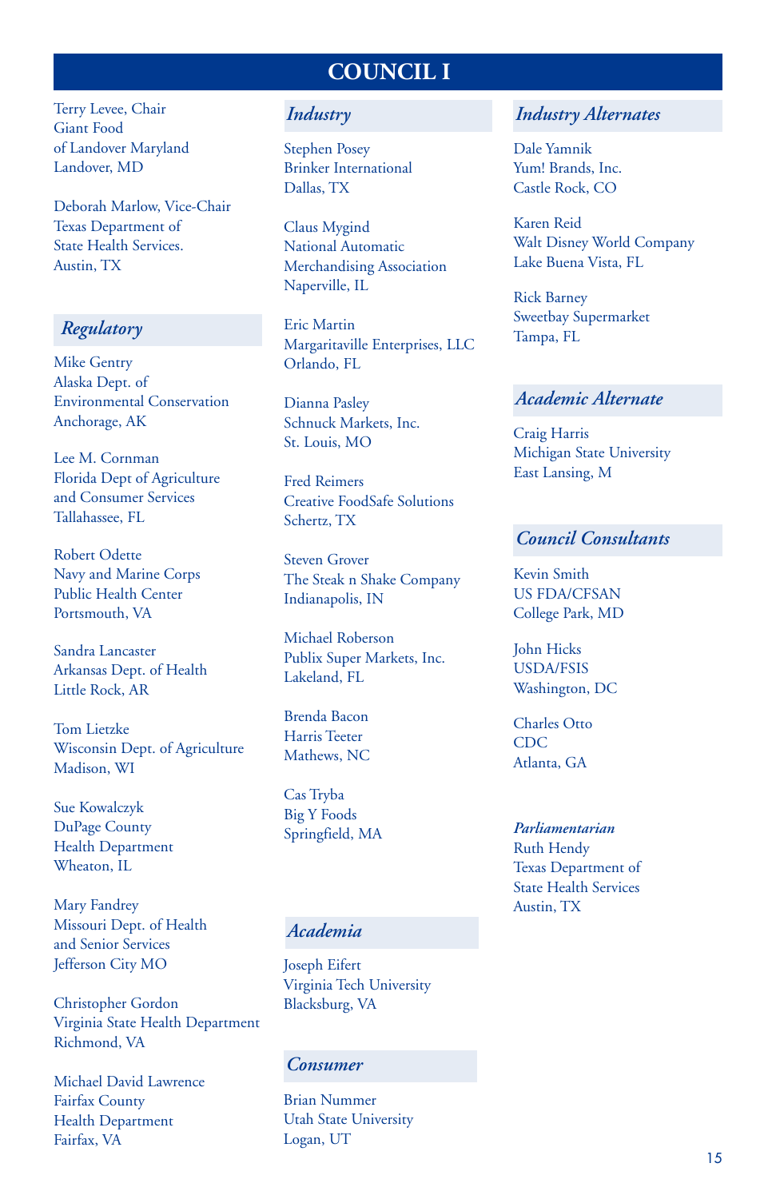# COUNCIL I

Terry Levee, Chair
Giant Food
of Landover Maryland
Landover, MD

Deborah Marlow, Vice-Chair
Texas Department of
State Health Services.
Austin, TX

## *Regulatory*

Mike Gentry
Alaska Dept. of
Environmental Conservation
Anchorage, AK

Lee M. Cornman
Florida Dept of Agriculture
and Consumer Services
Tallahassee, FL

Robert Odette
Navy and Marine Corps
Public Health Center
Portsmouth, VA

Sandra Lancaster
Arkansas Dept. of Health
Little Rock, AR

Tom Lietzke
Wisconsin Dept. of Agriculture
Madison, WI

Sue Kowalczyk
DuPage County
Health Department
Wheaton, IL

Mary Fandrey
Missouri Dept. of Health
and Senior Services
Jefferson City MO

Christopher Gordon
Virginia State Health Department
Richmond, VA

Michael David Lawrence
Fairfax County
Health Department
Fairfax, VA

## *Industry*

Stephen Posey
Brinker International
Dallas, TX

Claus Mygind
National Automatic
Merchandising Association
Naperville, IL

Eric Martin
Margaritaville Enterprises, LLC
Orlando, FL

Dianna Pasley
Schnuck Markets, Inc.
St. Louis, MO

Fred Reimers
Creative FoodSafe Solutions
Schertz, TX

Steven Grover
The Steak n Shake Company
Indianapolis, IN

Michael Roberson
Publix Super Markets, Inc.
Lakeland, FL

Brenda Bacon
Harris Teeter
Mathews, NC

Cas Tryba
Big Y Foods
Springfield, MA

## *Academia*

Joseph Eifert
Virginia Tech University
Blacksburg, VA

## *Consumer*

Brian Nummer
Utah State University
Logan, UT

## *Industry Alternates*

Dale Yamnik
Yum! Brands, Inc.
Castle Rock, CO

Karen Reid
Walt Disney World Company
Lake Buena Vista, FL

Rick Barney
Sweetbay Supermarket
Tampa, FL

## *Academic Alternate*

Craig Harris
Michigan State University
East Lansing, M

## *Council Consultants*

Kevin Smith
US FDA/CFSAN
College Park, MD

John Hicks
USDA/FSIS
Washington, DC

Charles Otto
CDC
Atlanta, GA

***Parliamentarian***
Ruth Hendy
Texas Department of
State Health Services
Austin, TX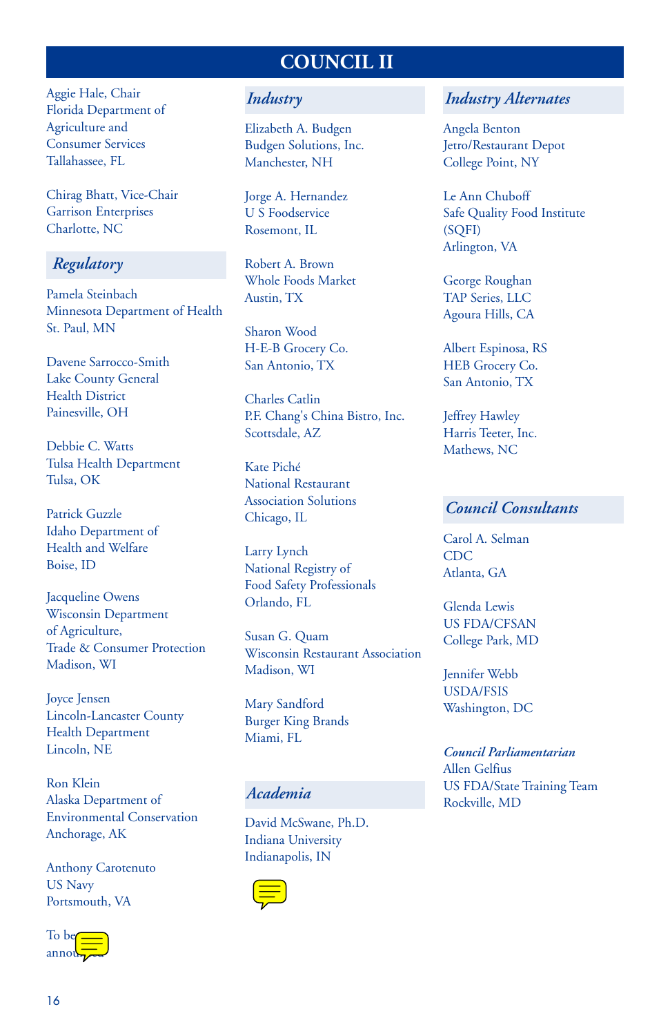# COUNCIL II

Aggie Hale, Chair
Florida Department of Agriculture and Consumer Services
Tallahassee, FL

Chirag Bhatt, Vice-Chair
Garrison Enterprises
Charlotte, NC

## *Regulatory*

Pamela Steinbach
Minnesota Department of Health
St. Paul, MN

Davene Sarrocco-Smith
Lake County General Health District
Painesville, OH

Debbie C. Watts
Tulsa Health Department
Tulsa, OK

Patrick Guzzle
Idaho Department of Health and Welfare
Boise, ID

Jacqueline Owens
Wisconsin Department of Agriculture, Trade & Consumer Protection
Madison, WI

Joyce Jensen
Lincoln-Lancaster County Health Department
Lincoln, NE

Ron Klein
Alaska Department of Environmental Conservation
Anchorage, AK

Anthony Carotenuto
US Navy
Portsmouth, VA

To be announced

## *Industry*

Elizabeth A. Budgen
Budgen Solutions, Inc.
Manchester, NH

Jorge A. Hernandez
U S Foodservice
Rosemont, IL

Robert A. Brown
Whole Foods Market
Austin, TX

Sharon Wood
H-E-B Grocery Co.
San Antonio, TX

Charles Catlin
P.F. Chang's China Bistro, Inc.
Scottsdale, AZ

Kate Piché
National Restaurant Association Solutions
Chicago, IL

Larry Lynch
National Registry of Food Safety Professionals
Orlando, FL

Susan G. Quam
Wisconsin Restaurant Association
Madison, WI

Mary Sandford
Burger King Brands
Miami, FL

## *Academia*

David McSwane, Ph.D.
Indiana University
Indianapolis, IN

## *Industry Alternates*

Angela Benton
Jetro/Restaurant Depot
College Point, NY

Le Ann Chuboff
Safe Quality Food Institute (SQFI)
Arlington, VA

George Roughan
TAP Series, LLC
Agoura Hills, CA

Albert Espinosa, RS
HEB Grocery Co.
San Antonio, TX

Jeffrey Hawley
Harris Teeter, Inc.
Mathews, NC

## *Council Consultants*

Carol A. Selman
CDC
Atlanta, GA

Glenda Lewis
US FDA/CFSAN
College Park, MD

Jennifer Webb
USDA/FSIS
Washington, DC

***Council Parliamentarian***
Allen Gelfius
US FDA/State Training Team
Rockville, MD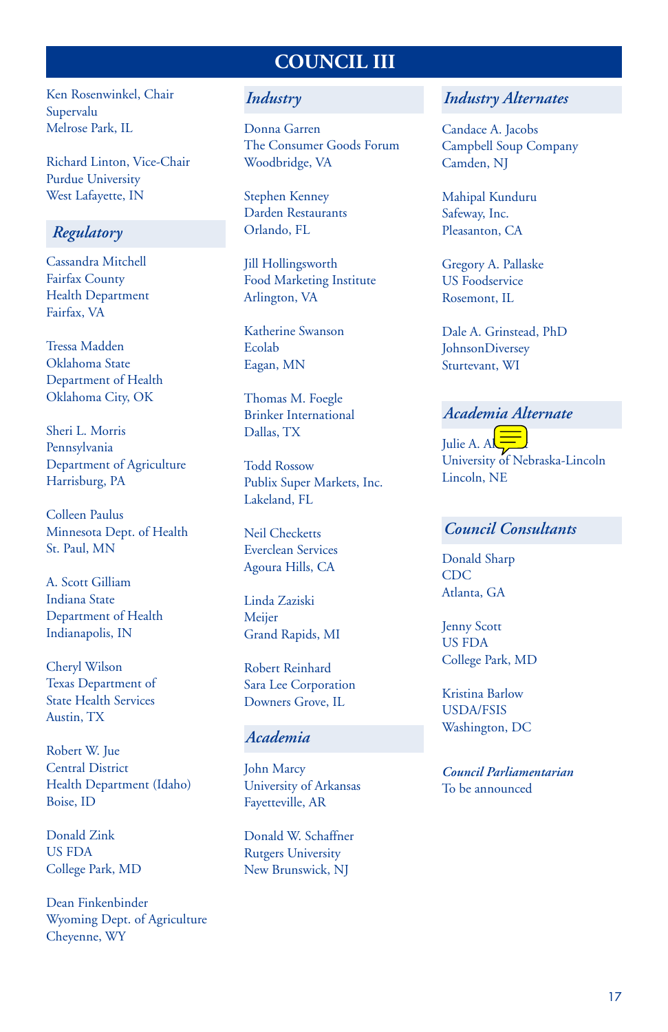# COUNCIL III

Ken Rosenwinkel, Chair
Supervalu
Melrose Park, IL

Richard Linton, Vice-Chair
Purdue University
West Lafayette, IN

## *Regulatory*

Cassandra Mitchell
Fairfax County
Health Department
Fairfax, VA

Tressa Madden
Oklahoma State
Department of Health
Oklahoma City, OK

Sheri L. Morris
Pennsylvania
Department of Agriculture
Harrisburg, PA

Colleen Paulus
Minnesota Dept. of Health
St. Paul, MN

A. Scott Gilliam
Indiana State
Department of Health
Indianapolis, IN

Cheryl Wilson
Texas Department of
State Health Services
Austin, TX

Robert W. Jue
Central District
Health Department (Idaho)
Boise, ID

Donald Zink
US FDA
College Park, MD

Dean Finkenbinder
Wyoming Dept. of Agriculture
Cheyenne, WY

## *Industry*

Donna Garren
The Consumer Goods Forum
Woodbridge, VA

Stephen Kenney
Darden Restaurants
Orlando, FL

Jill Hollingsworth
Food Marketing Institute
Arlington, VA

Katherine Swanson
Ecolab
Eagan, MN

Thomas M. Foegle
Brinker International
Dallas, TX

Todd Rossow
Publix Super Markets, Inc.
Lakeland, FL

Neil Checketts
Everclean Services
Agoura Hills, CA

Linda Zaziski
Meijer
Grand Rapids, MI

Robert Reinhard
Sara Lee Corporation
Downers Grove, IL

## *Academia*

John Marcy
University of Arkansas
Fayetteville, AR

Donald W. Schaffner
Rutgers University
New Brunswick, NJ

## *Industry Alternates*

Candace A. Jacobs
Campbell Soup Company
Camden, NJ

Mahipal Kunduru
Safeway, Inc.
Pleasanton, CA

Gregory A. Pallaske
US Foodservice
Rosemont, IL

Dale A. Grinstead, PhD
JohnsonDiversey
Sturtevant, WI

## *Academia Alternate*

Julie A. Al...
University of Nebraska-Lincoln
Lincoln, NE

## *Council Consultants*

Donald Sharp
CDC
Atlanta, GA

Jenny Scott
US FDA
College Park, MD

Kristina Barlow
USDA/FSIS
Washington, DC

***Council Parliamentarian***
To be announced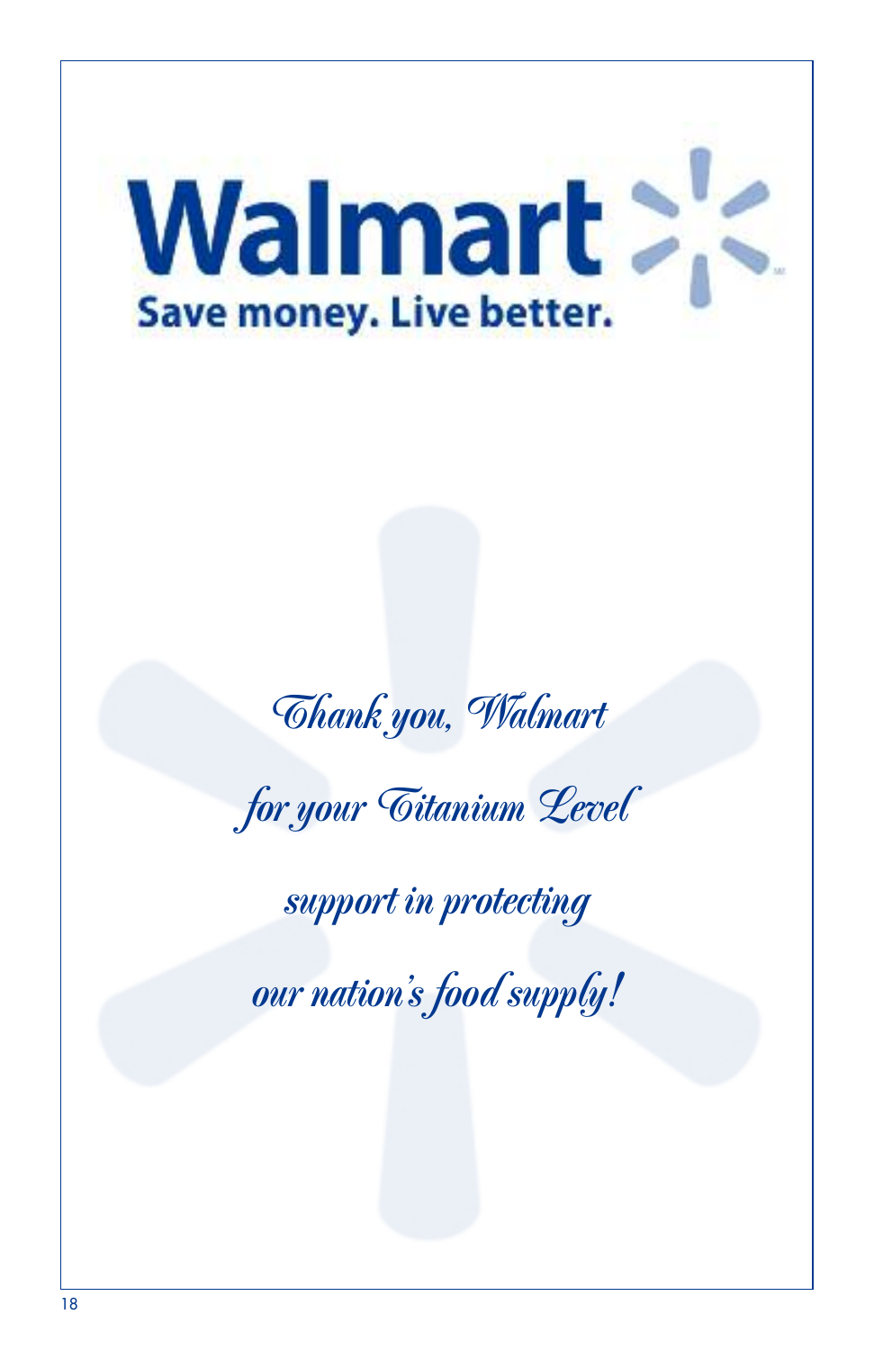Walmart

Save money. Live better.

*Thank you, Walmart*

*for your Titanium Level*

*support in protecting*

*our nation's food supply!*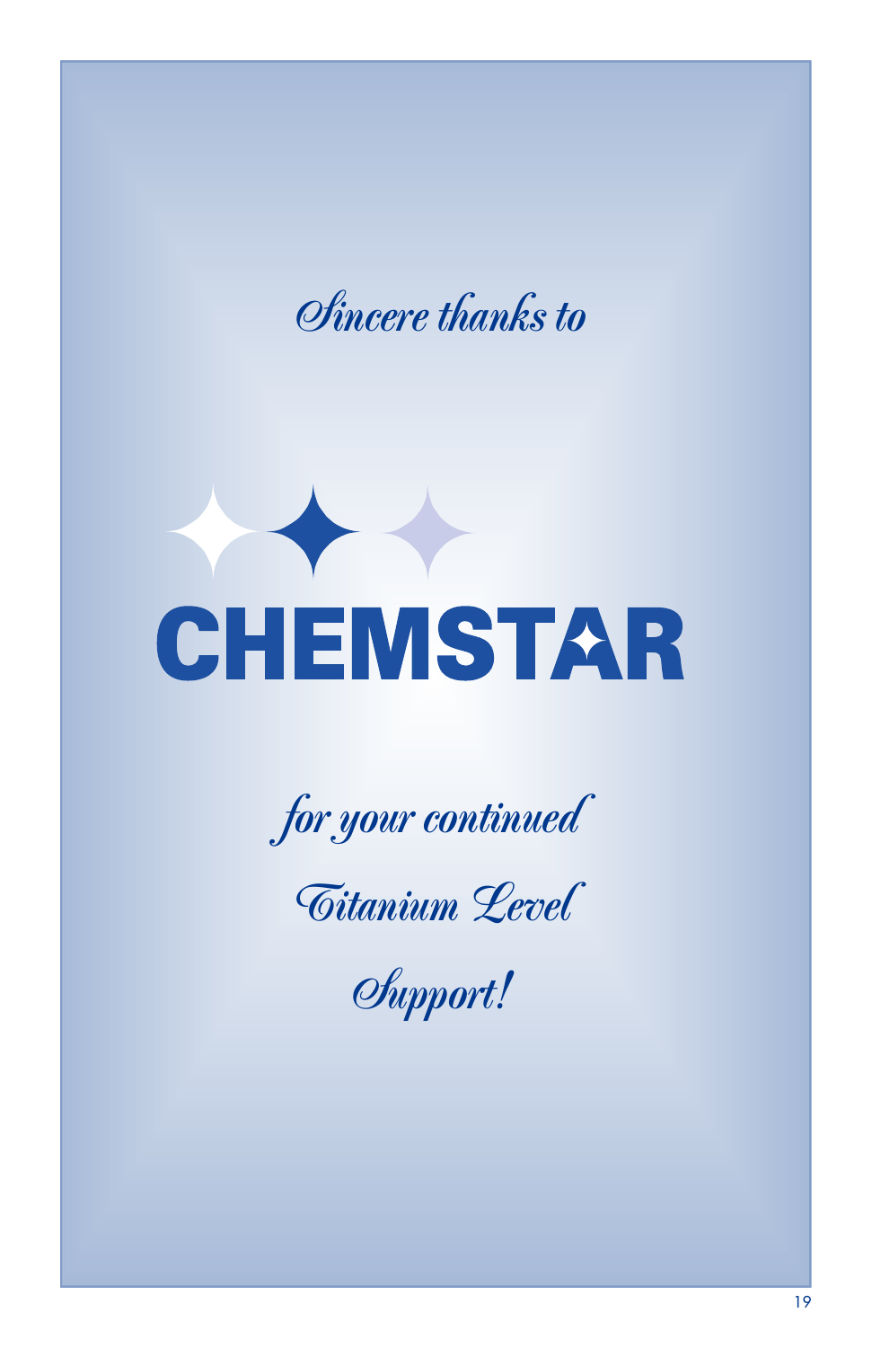*Sincere thanks to*

**CHEMSTAR**

*for your continued*

*Titanium Level*

*Support!*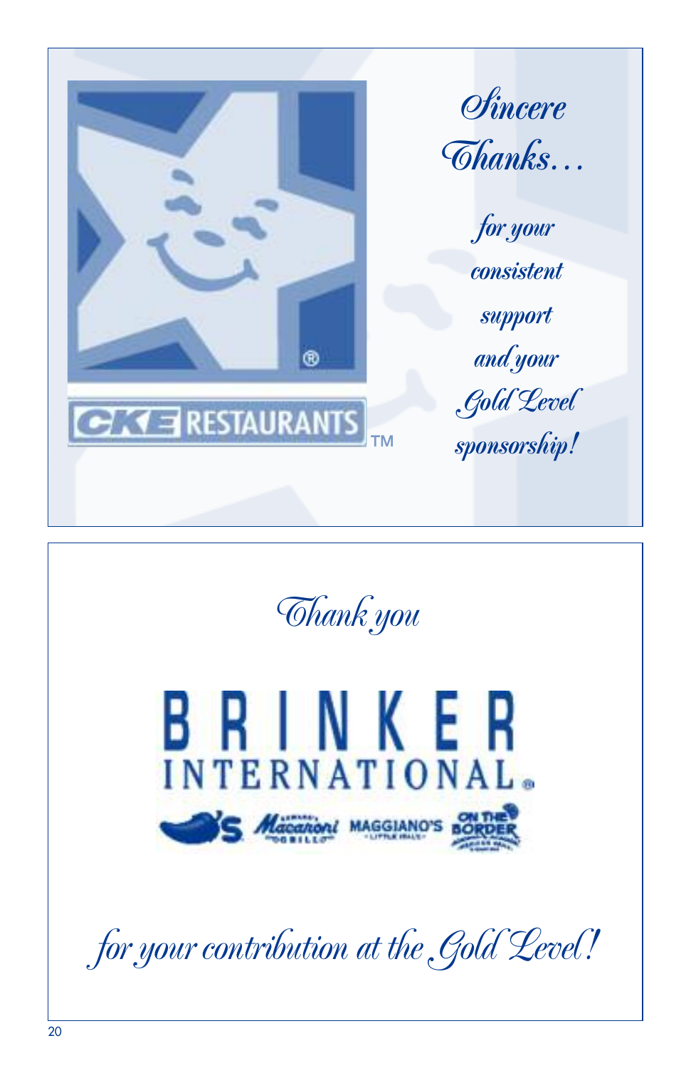CKE RESTAURANTS™

*Sincere Thanks…*

*for your consistent support and your Gold Level sponsorship!*

*Thank you*

BRINKER INTERNATIONAL®

Chili's · Macaroni Grill · Maggiano's Little Italy · On The Border

*for your contribution at the Gold Level!*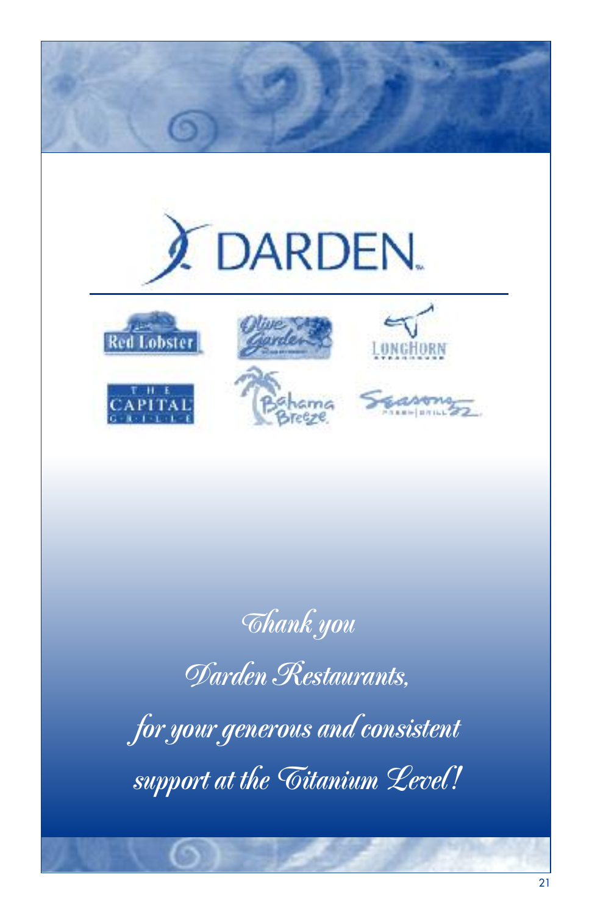DARDEN

Red Lobster

Olive Garden

LongHorn Steakhouse

The Capital Grille

Bahama Breeze

Seasons 52 Fresh Grill

*Thank you*

*Darden Restaurants,*

*for your generous and consistent*

*support at the Titanium Level!*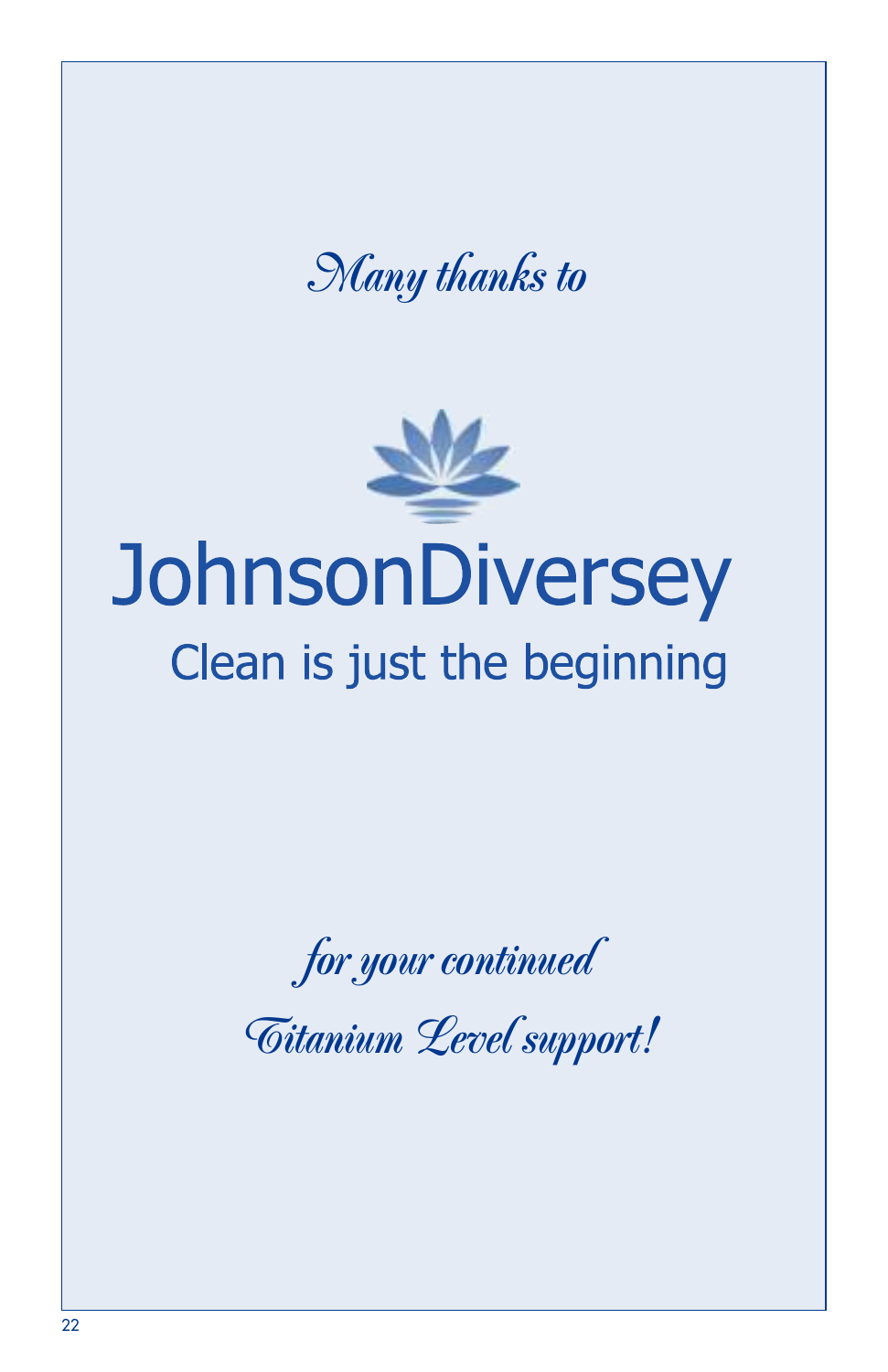*Many thanks to*

JohnsonDiversey

Clean is just the beginning

*for your continued*

*Titanium Level support!*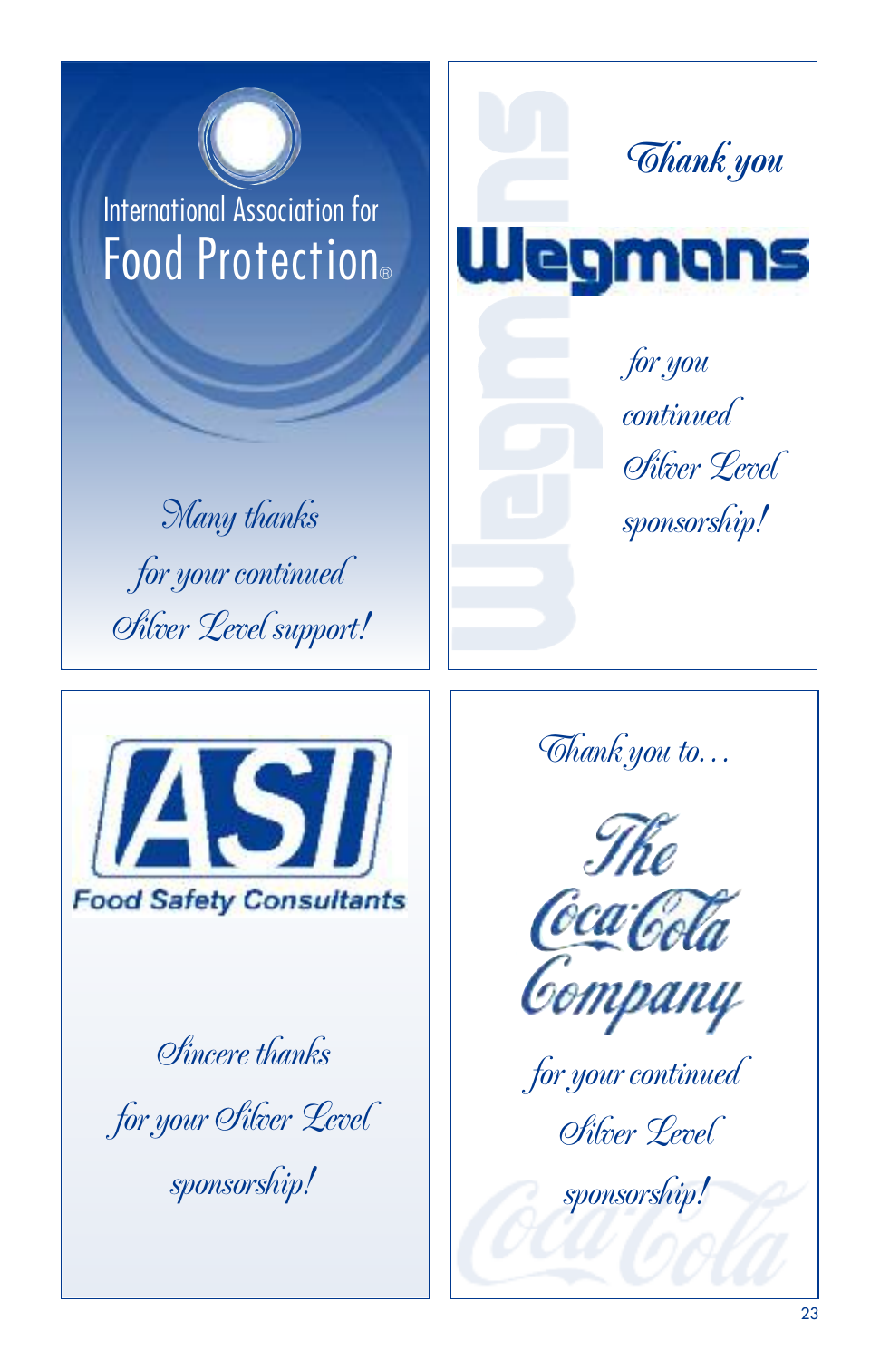International Association for
Food Protection®

*Many thanks
for your continued
Silver Level support!*

*Thank you*

Wegmans

*for you
continued
Silver Level
sponsorship!*

ASI

Food Safety Consultants

*Sincere thanks
for your Silver Level
sponsorship!*

*Thank you to...*

The Coca-Cola Company

*for your continued
Silver Level
sponsorship!*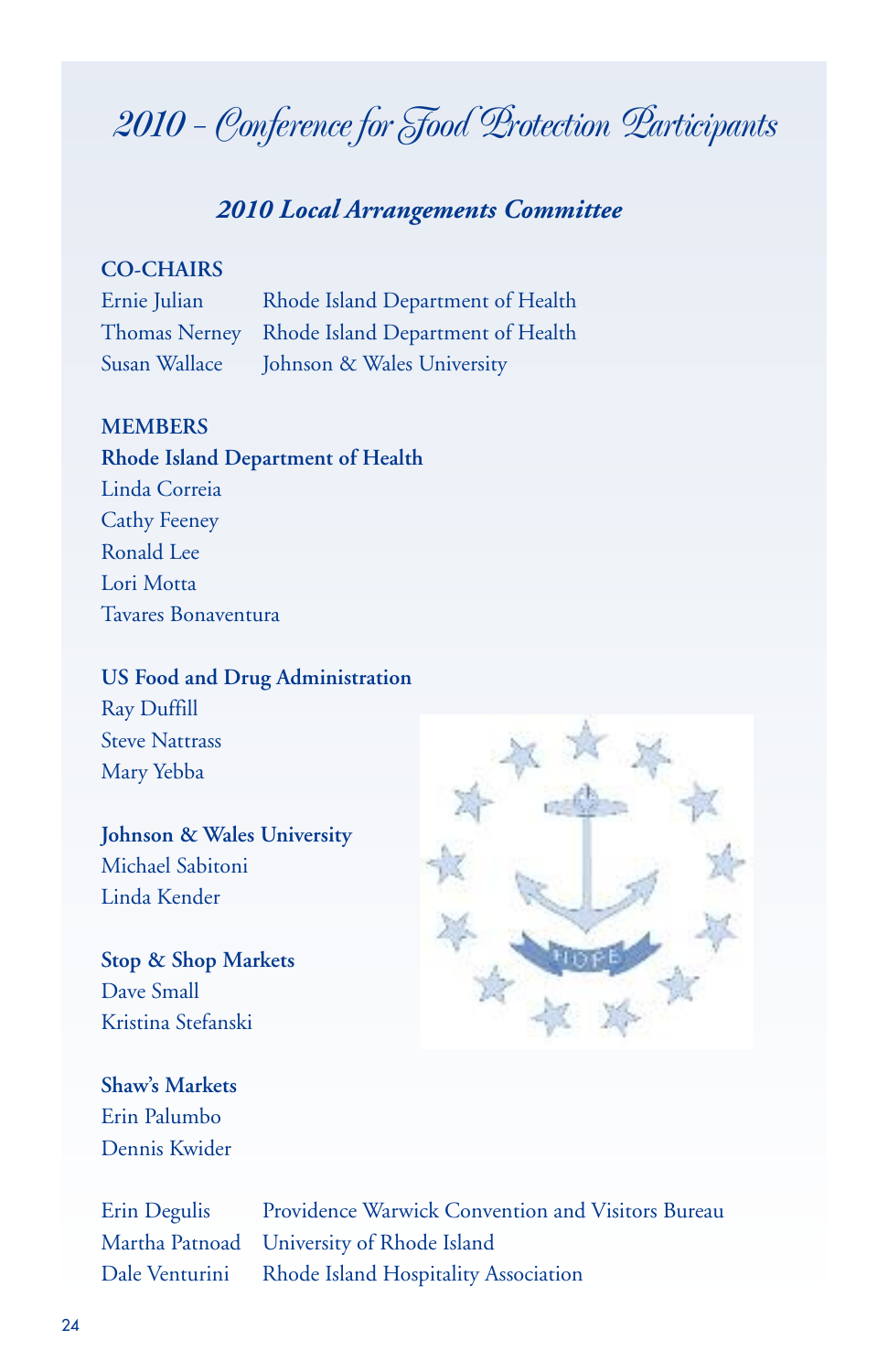# *2010 – Conference for Food Protection Participants*

## *2010 Local Arrangements Committee*

**CO-CHAIRS**

| | |
|---|---|
| Ernie Julian | Rhode Island Department of Health |
| Thomas Nerney | Rhode Island Department of Health |
| Susan Wallace | Johnson & Wales University |

**MEMBERS**

**Rhode Island Department of Health**

Linda Correia
Cathy Feeney
Ronald Lee
Lori Motta
Tavares Bonaventura

**US Food and Drug Administration**

Ray Duffill
Steve Nattrass
Mary Yebba

**Johnson & Wales University**

Michael Sabitoni
Linda Kender

**Stop & Shop Markets**

Dave Small
Kristina Stefanski

**Shaw's Markets**

Erin Palumbo
Dennis Kwider

| | |
|---|---|
| Erin Degulis | Providence Warwick Convention and Visitors Bureau |
| Martha Patnoad | University of Rhode Island |
| Dale Venturini | Rhode Island Hospitality Association |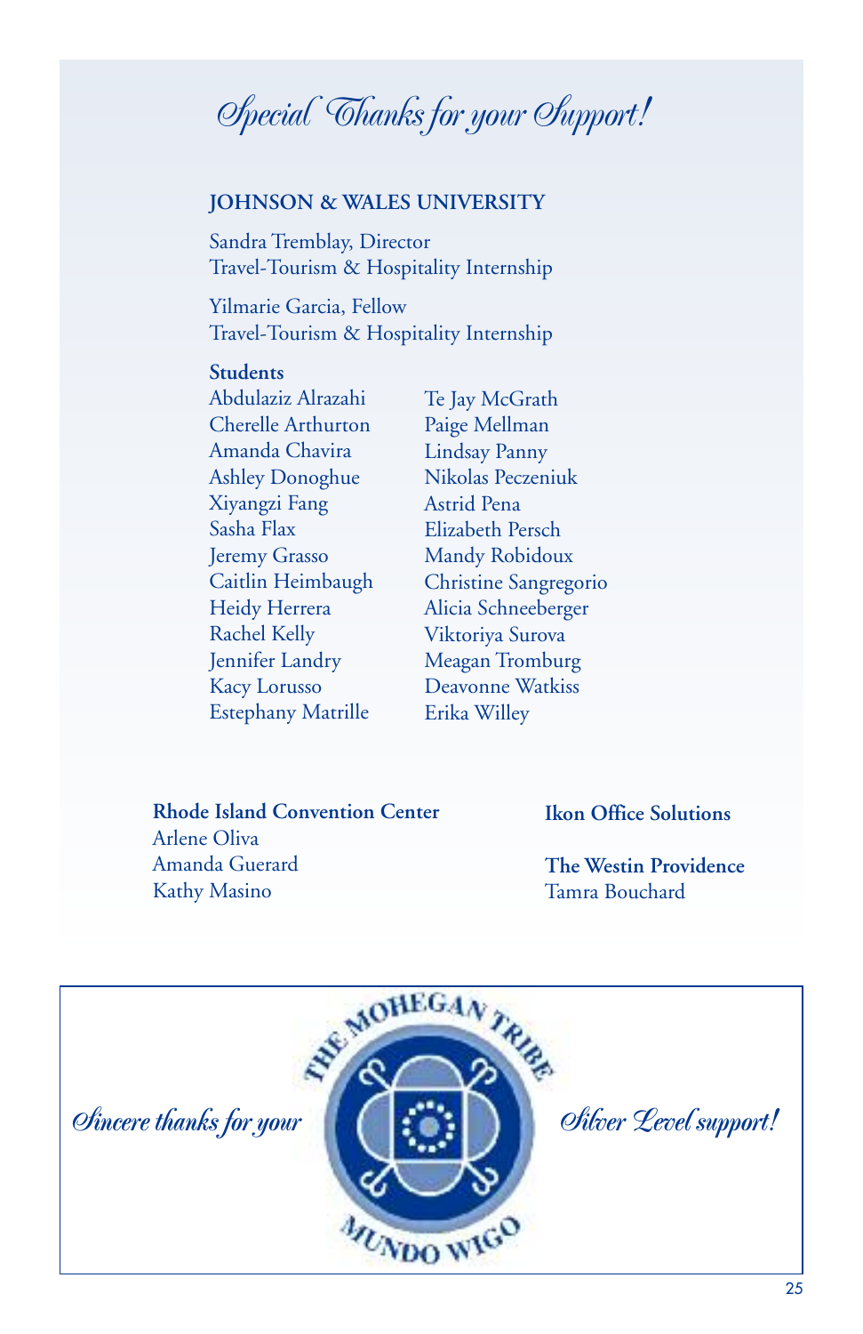# *Special Thanks for your Support!*

**JOHNSON & WALES UNIVERSITY**

Sandra Tremblay, Director
Travel-Tourism & Hospitality Internship

Yilmarie Garcia, Fellow
Travel-Tourism & Hospitality Internship

**Students**

- Abdulaziz Alrazahi
- Cherelle Arthurton
- Amanda Chavira
- Ashley Donoghue
- Xiyangzi Fang
- Sasha Flax
- Jeremy Grasso
- Caitlin Heimbaugh
- Heidy Herrera
- Rachel Kelly
- Jennifer Landry
- Kacy Lorusso
- Estephany Matrille
- Te Jay McGrath
- Paige Mellman
- Lindsay Panny
- Nikolas Peczeniuk
- Astrid Pena
- Elizabeth Persch
- Mandy Robidoux
- Christine Sangregorio
- Alicia Schneeberger
- Viktoriya Surova
- Meagan Tromburg
- Deavonne Watkiss
- Erika Willey

**Rhode Island Convention Center**
Arlene Oliva
Amanda Guerard
Kathy Masino

**Ikon Office Solutions**

**The Westin Providence**
Tamra Bouchard

*Sincere thanks for your* THE MOHEGAN TRIBE — MUNDO WIGO *Silver Level support!*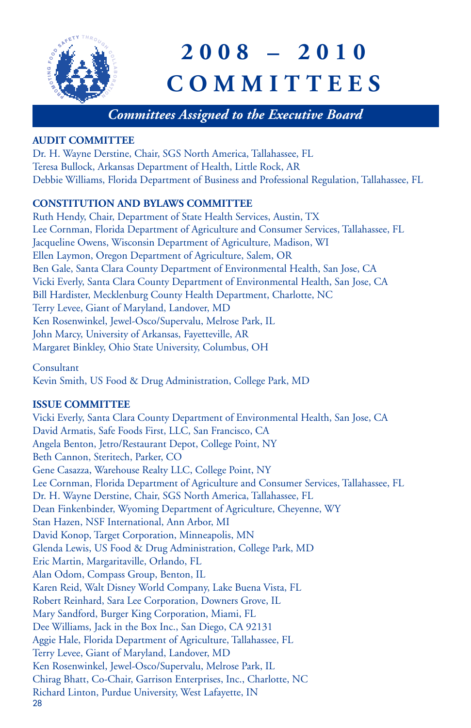# 2008 – 2010 COMMITTEES

## *Committees Assigned to the Executive Board*

### AUDIT COMMITTEE

Dr. H. Wayne Derstine, Chair, SGS North America, Tallahassee, FL
Teresa Bullock, Arkansas Department of Health, Little Rock, AR
Debbie Williams, Florida Department of Business and Professional Regulation, Tallahassee, FL

### CONSTITUTION AND BYLAWS COMMITTEE

Ruth Hendy, Chair, Department of State Health Services, Austin, TX
Lee Cornman, Florida Department of Agriculture and Consumer Services, Tallahassee, FL
Jacqueline Owens, Wisconsin Department of Agriculture, Madison, WI
Ellen Laymon, Oregon Department of Agriculture, Salem, OR
Ben Gale, Santa Clara County Department of Environmental Health, San Jose, CA
Vicki Everly, Santa Clara County Department of Environmental Health, San Jose, CA
Bill Hardister, Mecklenburg County Health Department, Charlotte, NC
Terry Levee, Giant of Maryland, Landover, MD
Ken Rosenwinkel, Jewel-Osco/Supervalu, Melrose Park, IL
John Marcy, University of Arkansas, Fayetteville, AR
Margaret Binkley, Ohio State University, Columbus, OH

Consultant
Kevin Smith, US Food & Drug Administration, College Park, MD

### ISSUE COMMITTEE

Vicki Everly, Santa Clara County Department of Environmental Health, San Jose, CA
David Armatis, Safe Foods First, LLC, San Francisco, CA
Angela Benton, Jetro/Restaurant Depot, College Point, NY
Beth Cannon, Steritech, Parker, CO
Gene Casazza, Warehouse Realty LLC, College Point, NY
Lee Cornman, Florida Department of Agriculture and Consumer Services, Tallahassee, FL
Dr. H. Wayne Derstine, Chair, SGS North America, Tallahassee, FL
Dean Finkenbinder, Wyoming Department of Agriculture, Cheyenne, WY
Stan Hazen, NSF International, Ann Arbor, MI
David Konop, Target Corporation, Minneapolis, MN
Glenda Lewis, US Food & Drug Administration, College Park, MD
Eric Martin, Margaritaville, Orlando, FL
Alan Odom, Compass Group, Benton, IL
Karen Reid, Walt Disney World Company, Lake Buena Vista, FL
Robert Reinhard, Sara Lee Corporation, Downers Grove, IL
Mary Sandford, Burger King Corporation, Miami, FL
Dee Williams, Jack in the Box Inc., San Diego, CA 92131
Aggie Hale, Florida Department of Agriculture, Tallahassee, FL
Terry Levee, Giant of Maryland, Landover, MD
Ken Rosenwinkel, Jewel-Osco/Supervalu, Melrose Park, IL
Chirag Bhatt, Co-Chair, Garrison Enterprises, Inc., Charlotte, NC
Richard Linton, Purdue University, West Lafayette, IN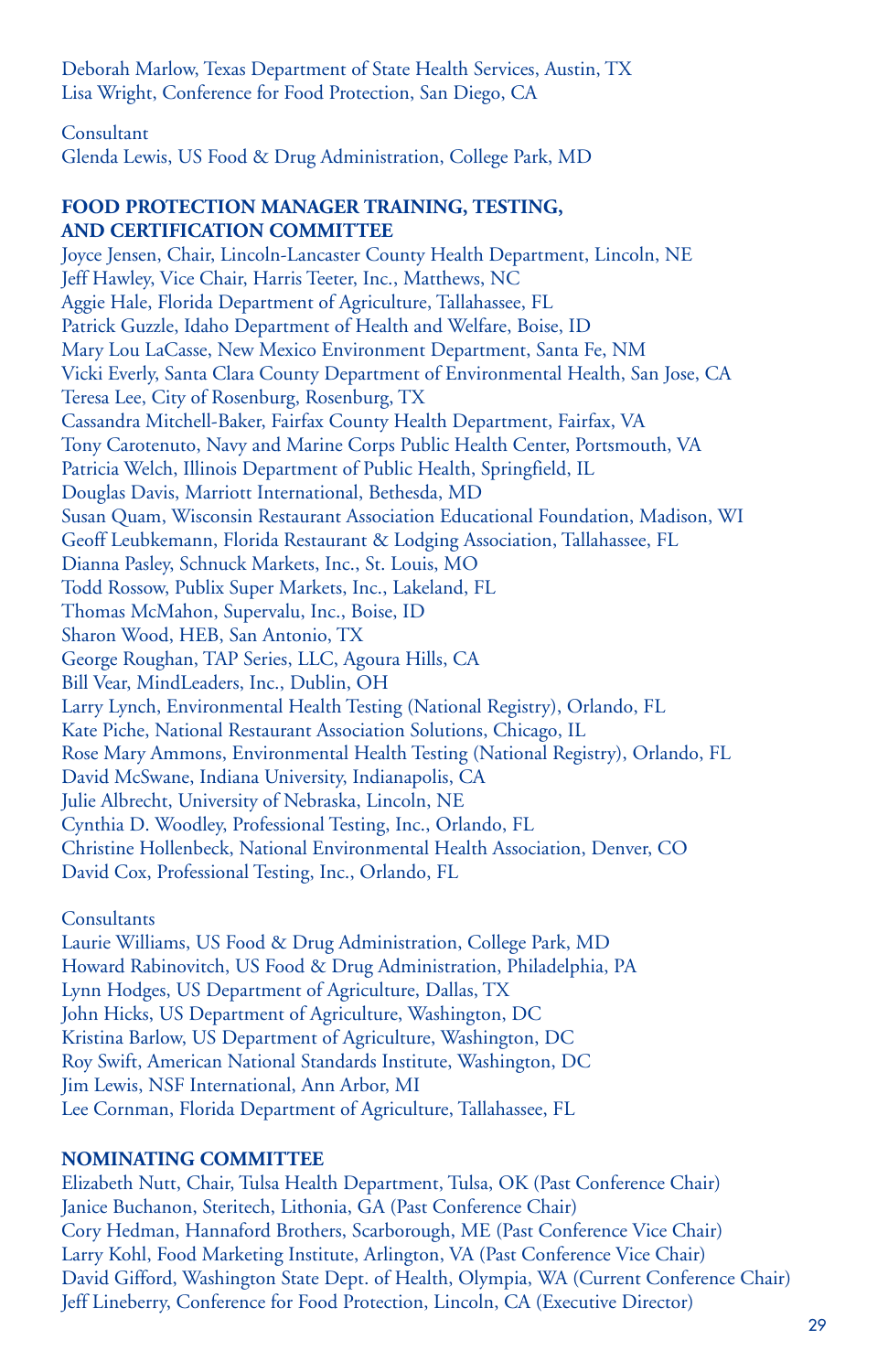Deborah Marlow, Texas Department of State Health Services, Austin, TX
Lisa Wright, Conference for Food Protection, San Diego, CA

Consultant
Glenda Lewis, US Food & Drug Administration, College Park, MD

**FOOD PROTECTION MANAGER TRAINING, TESTING, AND CERTIFICATION COMMITTEE**

Joyce Jensen, Chair, Lincoln-Lancaster County Health Department, Lincoln, NE
Jeff Hawley, Vice Chair, Harris Teeter, Inc., Matthews, NC
Aggie Hale, Florida Department of Agriculture, Tallahassee, FL
Patrick Guzzle, Idaho Department of Health and Welfare, Boise, ID
Mary Lou LaCasse, New Mexico Environment Department, Santa Fe, NM
Vicki Everly, Santa Clara County Department of Environmental Health, San Jose, CA
Teresa Lee, City of Rosenburg, Rosenburg, TX
Cassandra Mitchell-Baker, Fairfax County Health Department, Fairfax, VA
Tony Carotenuto, Navy and Marine Corps Public Health Center, Portsmouth, VA
Patricia Welch, Illinois Department of Public Health, Springfield, IL
Douglas Davis, Marriott International, Bethesda, MD
Susan Quam, Wisconsin Restaurant Association Educational Foundation, Madison, WI
Geoff Leubkemann, Florida Restaurant & Lodging Association, Tallahassee, FL
Dianna Pasley, Schnuck Markets, Inc., St. Louis, MO
Todd Rossow, Publix Super Markets, Inc., Lakeland, FL
Thomas McMahon, Supervalu, Inc., Boise, ID
Sharon Wood, HEB, San Antonio, TX
George Roughan, TAP Series, LLC, Agoura Hills, CA
Bill Vear, MindLeaders, Inc., Dublin, OH
Larry Lynch, Environmental Health Testing (National Registry), Orlando, FL
Kate Piche, National Restaurant Association Solutions, Chicago, IL
Rose Mary Ammons, Environmental Health Testing (National Registry), Orlando, FL
David McSwane, Indiana University, Indianapolis, CA
Julie Albrecht, University of Nebraska, Lincoln, NE
Cynthia D. Woodley, Professional Testing, Inc., Orlando, FL
Christine Hollenbeck, National Environmental Health Association, Denver, CO
David Cox, Professional Testing, Inc., Orlando, FL

Consultants
Laurie Williams, US Food & Drug Administration, College Park, MD
Howard Rabinovitch, US Food & Drug Administration, Philadelphia, PA
Lynn Hodges, US Department of Agriculture, Dallas, TX
John Hicks, US Department of Agriculture, Washington, DC
Kristina Barlow, US Department of Agriculture, Washington, DC
Roy Swift, American National Standards Institute, Washington, DC
Jim Lewis, NSF International, Ann Arbor, MI
Lee Cornman, Florida Department of Agriculture, Tallahassee, FL

**NOMINATING COMMITTEE**

Elizabeth Nutt, Chair, Tulsa Health Department, Tulsa, OK (Past Conference Chair)
Janice Buchanon, Steritech, Lithonia, GA (Past Conference Chair)
Cory Hedman, Hannaford Brothers, Scarborough, ME (Past Conference Vice Chair)
Larry Kohl, Food Marketing Institute, Arlington, VA (Past Conference Vice Chair)
David Gifford, Washington State Dept. of Health, Olympia, WA (Current Conference Chair)
Jeff Lineberry, Conference for Food Protection, Lincoln, CA (Executive Director)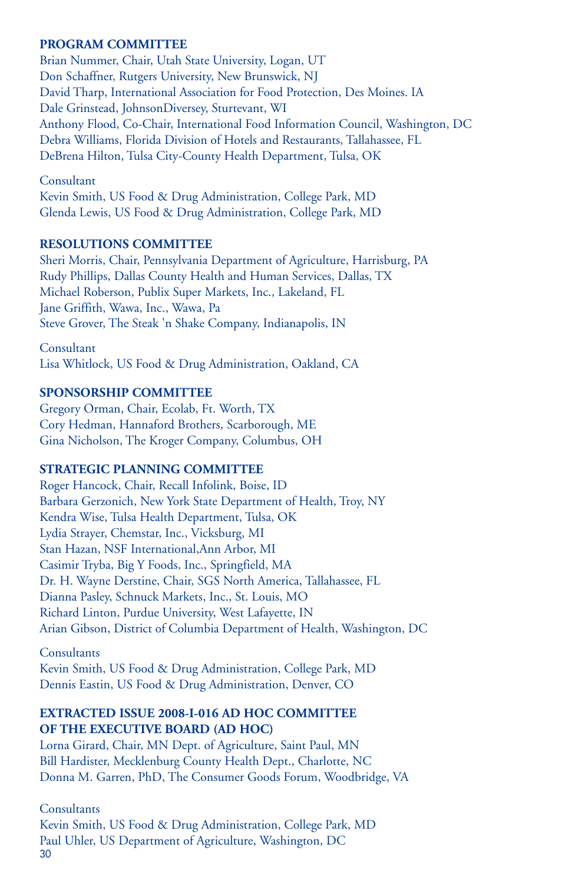### PROGRAM COMMITTEE

Brian Nummer, Chair, Utah State University, Logan, UT
Don Schaffner, Rutgers University, New Brunswick, NJ
David Tharp, International Association for Food Protection, Des Moines. IA
Dale Grinstead, JohnsonDiversey, Sturtevant, WI
Anthony Flood, Co-Chair, International Food Information Council, Washington, DC
Debra Williams, Florida Division of Hotels and Restaurants, Tallahassee, FL
DeBrena Hilton, Tulsa City-County Health Department, Tulsa, OK

Consultant
Kevin Smith, US Food & Drug Administration, College Park, MD
Glenda Lewis, US Food & Drug Administration, College Park, MD

### RESOLUTIONS COMMITTEE

Sheri Morris, Chair, Pennsylvania Department of Agriculture, Harrisburg, PA
Rudy Phillips, Dallas County Health and Human Services, Dallas, TX
Michael Roberson, Publix Super Markets, Inc., Lakeland, FL
Jane Griffith, Wawa, Inc., Wawa, Pa
Steve Grover, The Steak 'n Shake Company, Indianapolis, IN

Consultant
Lisa Whitlock, US Food & Drug Administration, Oakland, CA

### SPONSORSHIP COMMITTEE

Gregory Orman, Chair, Ecolab, Ft. Worth, TX
Cory Hedman, Hannaford Brothers, Scarborough, ME
Gina Nicholson, The Kroger Company, Columbus, OH

### STRATEGIC PLANNING COMMITTEE

Roger Hancock, Chair, Recall Infolink, Boise, ID
Barbara Gerzonich, New York State Department of Health, Troy, NY
Kendra Wise, Tulsa Health Department, Tulsa, OK
Lydia Strayer, Chemstar, Inc., Vicksburg, MI
Stan Hazan, NSF International,Ann Arbor, MI
Casimir Tryba, Big Y Foods, Inc., Springfield, MA
Dr. H. Wayne Derstine, Chair, SGS North America, Tallahassee, FL
Dianna Pasley, Schnuck Markets, Inc., St. Louis, MO
Richard Linton, Purdue University, West Lafayette, IN
Arian Gibson, District of Columbia Department of Health, Washington, DC

Consultants
Kevin Smith, US Food & Drug Administration, College Park, MD
Dennis Eastin, US Food & Drug Administration, Denver, CO

### EXTRACTED ISSUE 2008-I-016 AD HOC COMMITTEE OF THE EXECUTIVE BOARD (AD HOC)

Lorna Girard, Chair, MN Dept. of Agriculture, Saint Paul, MN
Bill Hardister, Mecklenburg County Health Dept., Charlotte, NC
Donna M. Garren, PhD, The Consumer Goods Forum, Woodbridge, VA

Consultants
Kevin Smith, US Food & Drug Administration, College Park, MD
Paul Uhler, US Department of Agriculture, Washington, DC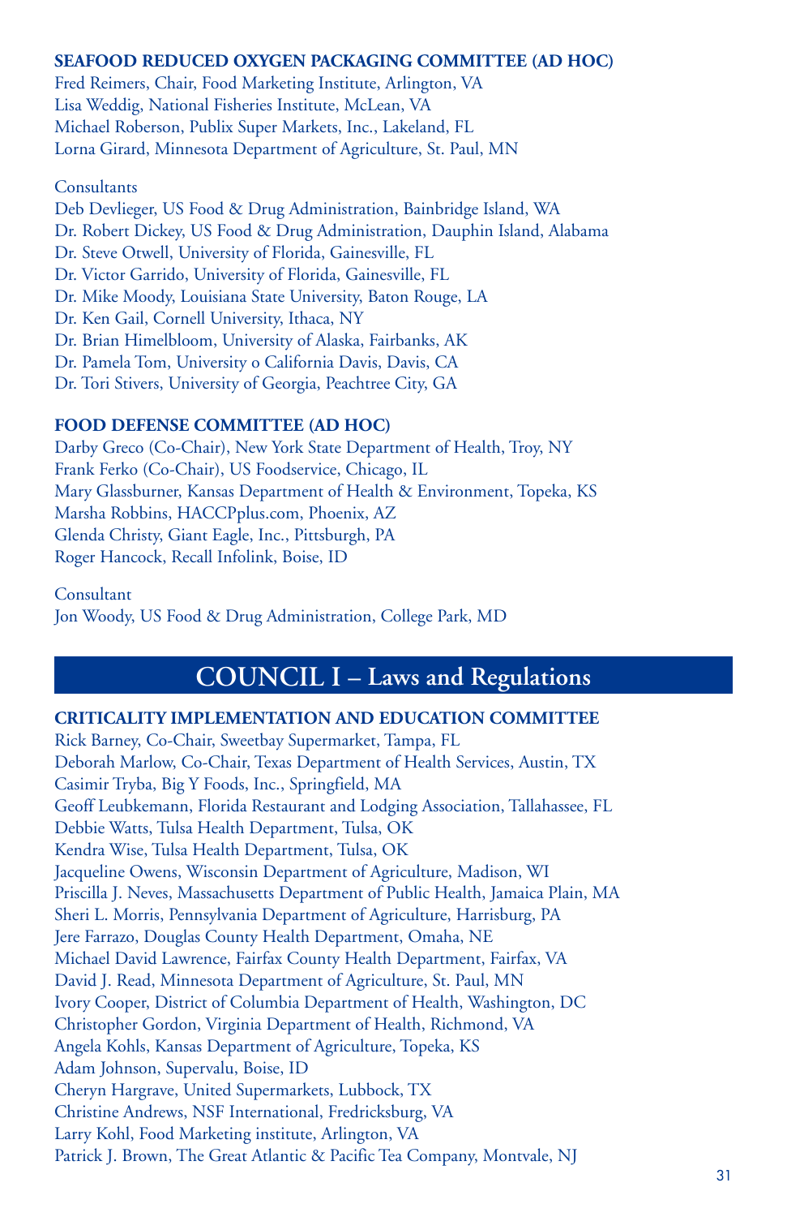### SEAFOOD REDUCED OXYGEN PACKAGING COMMITTEE (AD HOC)

Fred Reimers, Chair, Food Marketing Institute, Arlington, VA
Lisa Weddig, National Fisheries Institute, McLean, VA
Michael Roberson, Publix Super Markets, Inc., Lakeland, FL
Lorna Girard, Minnesota Department of Agriculture, St. Paul, MN

Consultants
Deb Devlieger, US Food & Drug Administration, Bainbridge Island, WA
Dr. Robert Dickey, US Food & Drug Administration, Dauphin Island, Alabama
Dr. Steve Otwell, University of Florida, Gainesville, FL
Dr. Victor Garrido, University of Florida, Gainesville, FL
Dr. Mike Moody, Louisiana State University, Baton Rouge, LA
Dr. Ken Gail, Cornell University, Ithaca, NY
Dr. Brian Himelbloom, University of Alaska, Fairbanks, AK
Dr. Pamela Tom, University o California Davis, Davis, CA
Dr. Tori Stivers, University of Georgia, Peachtree City, GA

### FOOD DEFENSE COMMITTEE (AD HOC)

Darby Greco (Co-Chair), New York State Department of Health, Troy, NY
Frank Ferko (Co-Chair), US Foodservice, Chicago, IL
Mary Glassburner, Kansas Department of Health & Environment, Topeka, KS
Marsha Robbins, HACCPplus.com, Phoenix, AZ
Glenda Christy, Giant Eagle, Inc., Pittsburgh, PA
Roger Hancock, Recall Infolink, Boise, ID

Consultant
Jon Woody, US Food & Drug Administration, College Park, MD

## COUNCIL I – Laws and Regulations

### CRITICALITY IMPLEMENTATION AND EDUCATION COMMITTEE

Rick Barney, Co-Chair, Sweetbay Supermarket, Tampa, FL
Deborah Marlow, Co-Chair, Texas Department of Health Services, Austin, TX
Casimir Tryba, Big Y Foods, Inc., Springfield, MA
Geoff Leubkemann, Florida Restaurant and Lodging Association, Tallahassee, FL
Debbie Watts, Tulsa Health Department, Tulsa, OK
Kendra Wise, Tulsa Health Department, Tulsa, OK
Jacqueline Owens, Wisconsin Department of Agriculture, Madison, WI
Priscilla J. Neves, Massachusetts Department of Public Health, Jamaica Plain, MA
Sheri L. Morris, Pennsylvania Department of Agriculture, Harrisburg, PA
Jere Farrazo, Douglas County Health Department, Omaha, NE
Michael David Lawrence, Fairfax County Health Department, Fairfax, VA
David J. Read, Minnesota Department of Agriculture, St. Paul, MN
Ivory Cooper, District of Columbia Department of Health, Washington, DC
Christopher Gordon, Virginia Department of Health, Richmond, VA
Angela Kohls, Kansas Department of Agriculture, Topeka, KS
Adam Johnson, Supervalu, Boise, ID
Cheryn Hargrave, United Supermarkets, Lubbock, TX
Christine Andrews, NSF International, Fredricksburg, VA
Larry Kohl, Food Marketing institute, Arlington, VA
Patrick J. Brown, The Great Atlantic & Pacific Tea Company, Montvale, NJ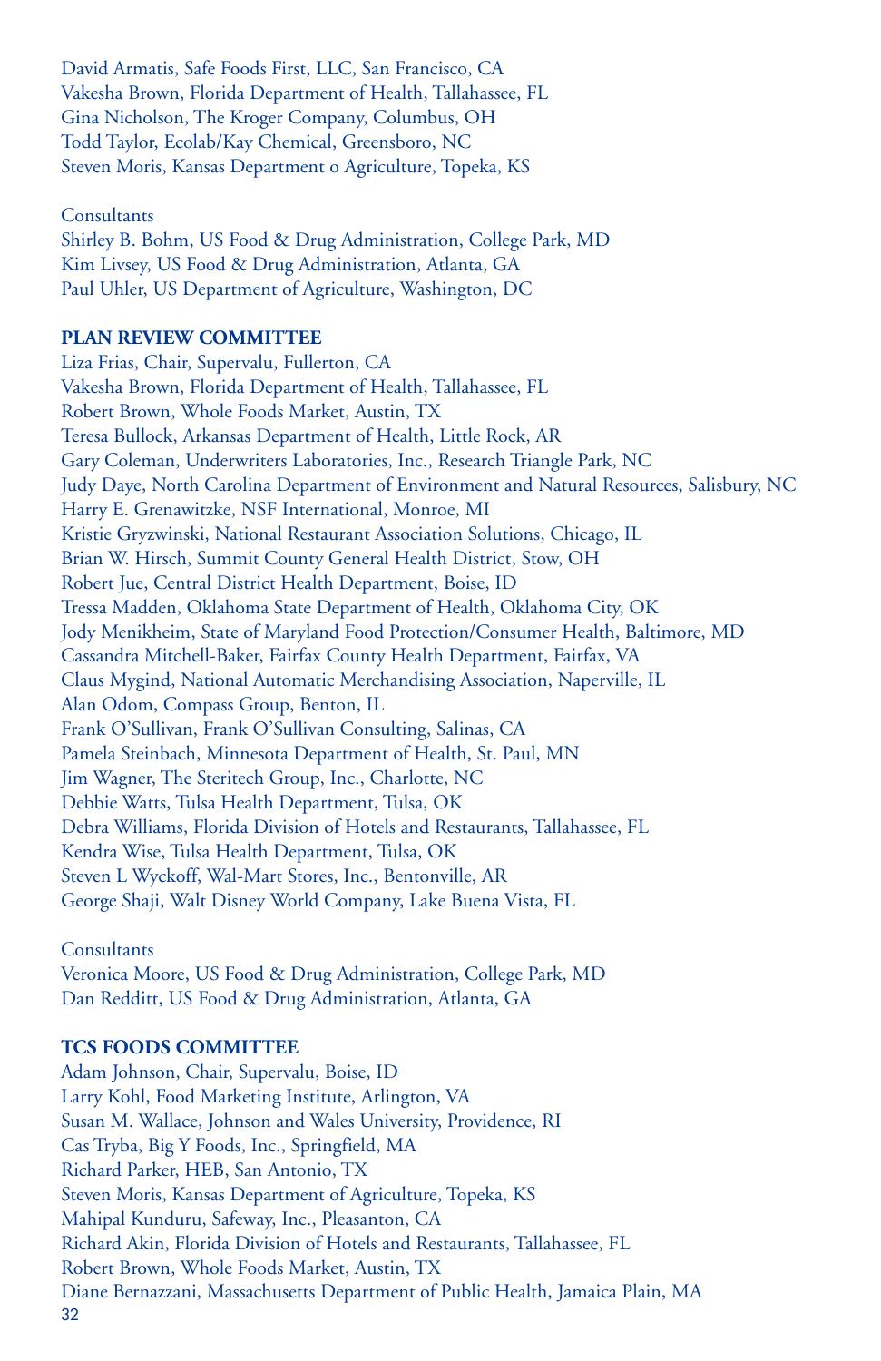David Armatis, Safe Foods First, LLC, San Francisco, CA
Vakesha Brown, Florida Department of Health, Tallahassee, FL
Gina Nicholson, The Kroger Company, Columbus, OH
Todd Taylor, Ecolab/Kay Chemical, Greensboro, NC
Steven Moris, Kansas Department o Agriculture, Topeka, KS

Consultants
Shirley B. Bohm, US Food & Drug Administration, College Park, MD
Kim Livsey, US Food & Drug Administration, Atlanta, GA
Paul Uhler, US Department of Agriculture, Washington, DC

**PLAN REVIEW COMMITTEE**

Liza Frias, Chair, Supervalu, Fullerton, CA
Vakesha Brown, Florida Department of Health, Tallahassee, FL
Robert Brown, Whole Foods Market, Austin, TX
Teresa Bullock, Arkansas Department of Health, Little Rock, AR
Gary Coleman, Underwriters Laboratories, Inc., Research Triangle Park, NC
Judy Daye, North Carolina Department of Environment and Natural Resources, Salisbury, NC
Harry E. Grenawitzke, NSF International, Monroe, MI
Kristie Gryzwinski, National Restaurant Association Solutions, Chicago, IL
Brian W. Hirsch, Summit County General Health District, Stow, OH
Robert Jue, Central District Health Department, Boise, ID
Tressa Madden, Oklahoma State Department of Health, Oklahoma City, OK
Jody Menikheim, State of Maryland Food Protection/Consumer Health, Baltimore, MD
Cassandra Mitchell-Baker, Fairfax County Health Department, Fairfax, VA
Claus Mygind, National Automatic Merchandising Association, Naperville, IL
Alan Odom, Compass Group, Benton, IL
Frank O'Sullivan, Frank O'Sullivan Consulting, Salinas, CA
Pamela Steinbach, Minnesota Department of Health, St. Paul, MN
Jim Wagner, The Steritech Group, Inc., Charlotte, NC
Debbie Watts, Tulsa Health Department, Tulsa, OK
Debra Williams, Florida Division of Hotels and Restaurants, Tallahassee, FL
Kendra Wise, Tulsa Health Department, Tulsa, OK
Steven L Wyckoff, Wal-Mart Stores, Inc., Bentonville, AR
George Shaji, Walt Disney World Company, Lake Buena Vista, FL

Consultants
Veronica Moore, US Food & Drug Administration, College Park, MD
Dan Redditt, US Food & Drug Administration, Atlanta, GA

**TCS FOODS COMMITTEE**

Adam Johnson, Chair, Supervalu, Boise, ID
Larry Kohl, Food Marketing Institute, Arlington, VA
Susan M. Wallace, Johnson and Wales University, Providence, RI
Cas Tryba, Big Y Foods, Inc., Springfield, MA
Richard Parker, HEB, San Antonio, TX
Steven Moris, Kansas Department of Agriculture, Topeka, KS
Mahipal Kunduru, Safeway, Inc., Pleasanton, CA
Richard Akin, Florida Division of Hotels and Restaurants, Tallahassee, FL
Robert Brown, Whole Foods Market, Austin, TX
Diane Bernazzani, Massachusetts Department of Public Health, Jamaica Plain, MA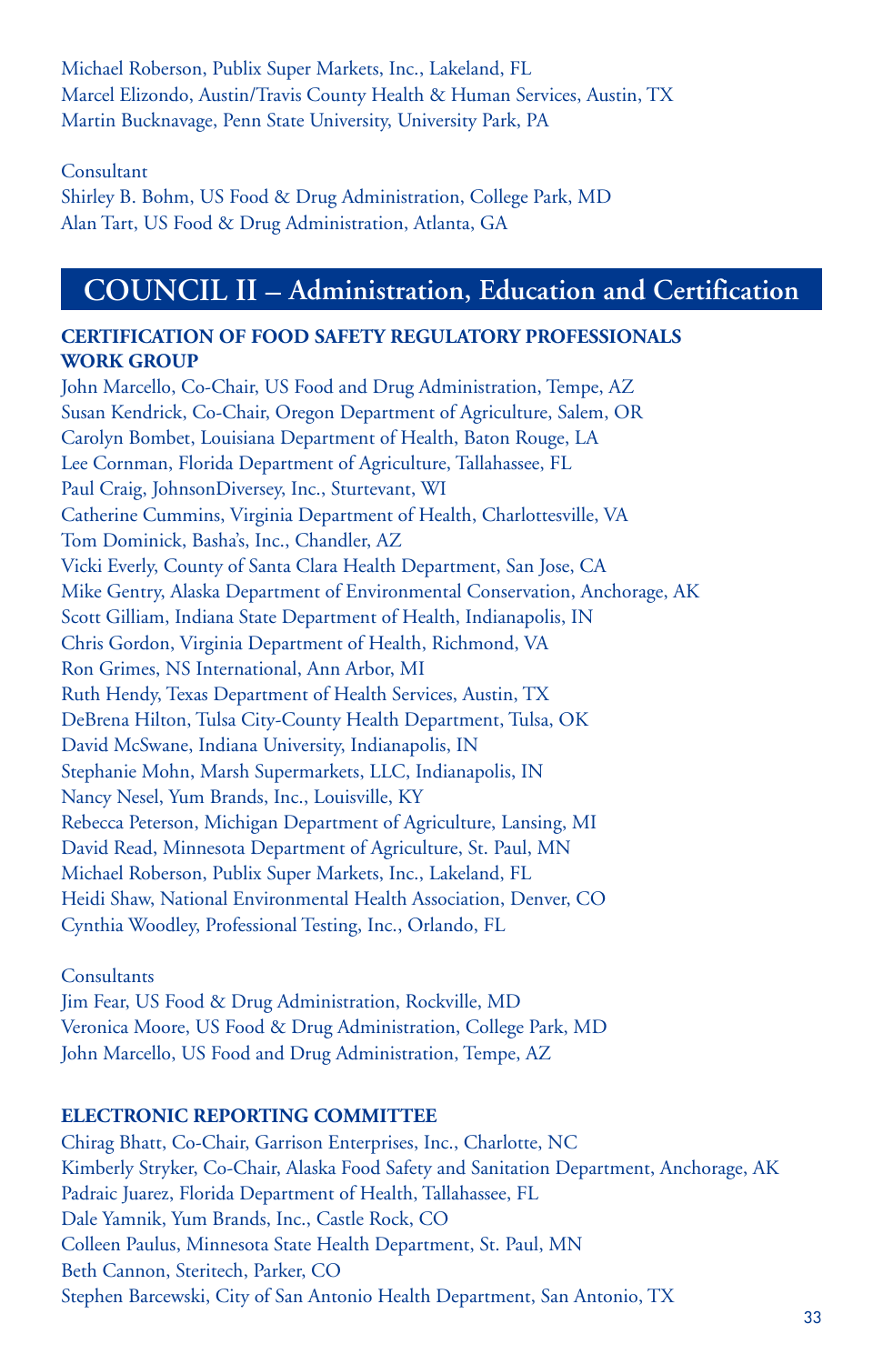Michael Roberson, Publix Super Markets, Inc., Lakeland, FL
Marcel Elizondo, Austin/Travis County Health & Human Services, Austin, TX
Martin Bucknavage, Penn State University, University Park, PA

Consultant
Shirley B. Bohm, US Food & Drug Administration, College Park, MD
Alan Tart, US Food & Drug Administration, Atlanta, GA

# COUNCIL II – Administration, Education and Certification

### CERTIFICATION OF FOOD SAFETY REGULATORY PROFESSIONALS WORK GROUP

John Marcello, Co-Chair, US Food and Drug Administration, Tempe, AZ
Susan Kendrick, Co-Chair, Oregon Department of Agriculture, Salem, OR
Carolyn Bombet, Louisiana Department of Health, Baton Rouge, LA
Lee Cornman, Florida Department of Agriculture, Tallahassee, FL
Paul Craig, JohnsonDiversey, Inc., Sturtevant, WI
Catherine Cummins, Virginia Department of Health, Charlottesville, VA
Tom Dominick, Basha's, Inc., Chandler, AZ
Vicki Everly, County of Santa Clara Health Department, San Jose, CA
Mike Gentry, Alaska Department of Environmental Conservation, Anchorage, AK
Scott Gilliam, Indiana State Department of Health, Indianapolis, IN
Chris Gordon, Virginia Department of Health, Richmond, VA
Ron Grimes, NS International, Ann Arbor, MI
Ruth Hendy, Texas Department of Health Services, Austin, TX
DeBrena Hilton, Tulsa City-County Health Department, Tulsa, OK
David McSwane, Indiana University, Indianapolis, IN
Stephanie Mohn, Marsh Supermarkets, LLC, Indianapolis, IN
Nancy Nesel, Yum Brands, Inc., Louisville, KY
Rebecca Peterson, Michigan Department of Agriculture, Lansing, MI
David Read, Minnesota Department of Agriculture, St. Paul, MN
Michael Roberson, Publix Super Markets, Inc., Lakeland, FL
Heidi Shaw, National Environmental Health Association, Denver, CO
Cynthia Woodley, Professional Testing, Inc., Orlando, FL

Consultants
Jim Fear, US Food & Drug Administration, Rockville, MD
Veronica Moore, US Food & Drug Administration, College Park, MD
John Marcello, US Food and Drug Administration, Tempe, AZ

### ELECTRONIC REPORTING COMMITTEE

Chirag Bhatt, Co-Chair, Garrison Enterprises, Inc., Charlotte, NC
Kimberly Stryker, Co-Chair, Alaska Food Safety and Sanitation Department, Anchorage, AK
Padraic Juarez, Florida Department of Health, Tallahassee, FL
Dale Yamnik, Yum Brands, Inc., Castle Rock, CO
Colleen Paulus, Minnesota State Health Department, St. Paul, MN
Beth Cannon, Steritech, Parker, CO
Stephen Barcewski, City of San Antonio Health Department, San Antonio, TX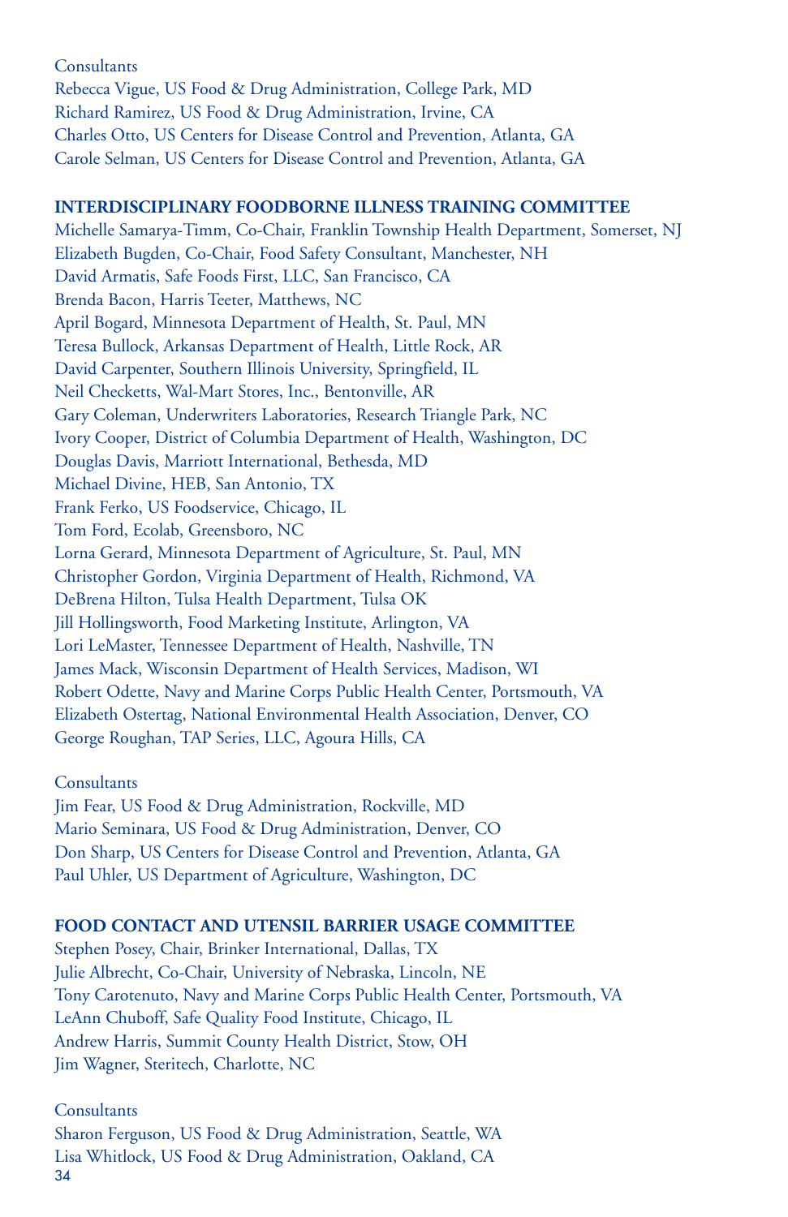Consultants

Rebecca Vigue, US Food & Drug Administration, College Park, MD
Richard Ramirez, US Food & Drug Administration, Irvine, CA
Charles Otto, US Centers for Disease Control and Prevention, Atlanta, GA
Carole Selman, US Centers for Disease Control and Prevention, Atlanta, GA

## INTERDISCIPLINARY FOODBORNE ILLNESS TRAINING COMMITTEE

Michelle Samarya-Timm, Co-Chair, Franklin Township Health Department, Somerset, NJ
Elizabeth Bugden, Co-Chair, Food Safety Consultant, Manchester, NH
David Armatis, Safe Foods First, LLC, San Francisco, CA
Brenda Bacon, Harris Teeter, Matthews, NC
April Bogard, Minnesota Department of Health, St. Paul, MN
Teresa Bullock, Arkansas Department of Health, Little Rock, AR
David Carpenter, Southern Illinois University, Springfield, IL
Neil Checketts, Wal-Mart Stores, Inc., Bentonville, AR
Gary Coleman, Underwriters Laboratories, Research Triangle Park, NC
Ivory Cooper, District of Columbia Department of Health, Washington, DC
Douglas Davis, Marriott International, Bethesda, MD
Michael Divine, HEB, San Antonio, TX
Frank Ferko, US Foodservice, Chicago, IL
Tom Ford, Ecolab, Greensboro, NC
Lorna Gerard, Minnesota Department of Agriculture, St. Paul, MN
Christopher Gordon, Virginia Department of Health, Richmond, VA
DeBrena Hilton, Tulsa Health Department, Tulsa OK
Jill Hollingsworth, Food Marketing Institute, Arlington, VA
Lori LeMaster, Tennessee Department of Health, Nashville, TN
James Mack, Wisconsin Department of Health Services, Madison, WI
Robert Odette, Navy and Marine Corps Public Health Center, Portsmouth, VA
Elizabeth Ostertag, National Environmental Health Association, Denver, CO
George Roughan, TAP Series, LLC, Agoura Hills, CA

Consultants

Jim Fear, US Food & Drug Administration, Rockville, MD
Mario Seminara, US Food & Drug Administration, Denver, CO
Don Sharp, US Centers for Disease Control and Prevention, Atlanta, GA
Paul Uhler, US Department of Agriculture, Washington, DC

## FOOD CONTACT AND UTENSIL BARRIER USAGE COMMITTEE

Stephen Posey, Chair, Brinker International, Dallas, TX
Julie Albrecht, Co-Chair, University of Nebraska, Lincoln, NE
Tony Carotenuto, Navy and Marine Corps Public Health Center, Portsmouth, VA
LeAnn Chuboff, Safe Quality Food Institute, Chicago, IL
Andrew Harris, Summit County Health District, Stow, OH
Jim Wagner, Steritech, Charlotte, NC

Consultants

Sharon Ferguson, US Food & Drug Administration, Seattle, WA
Lisa Whitlock, US Food & Drug Administration, Oakland, CA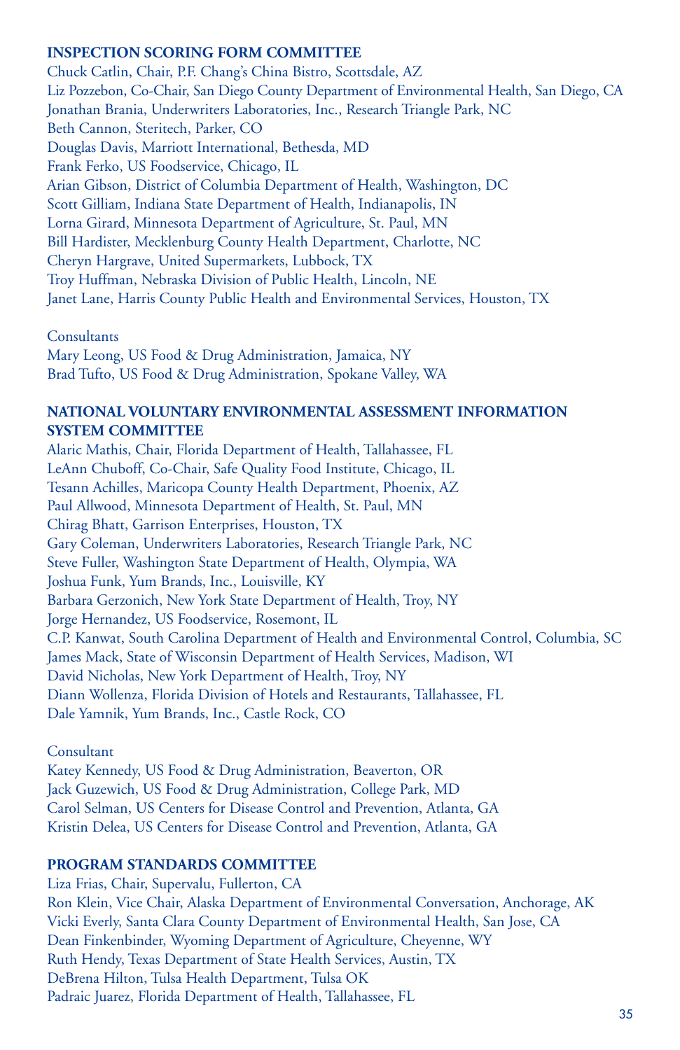## INSPECTION SCORING FORM COMMITTEE

Chuck Catlin, Chair, P.F. Chang's China Bistro, Scottsdale, AZ
Liz Pozzebon, Co-Chair, San Diego County Department of Environmental Health, San Diego, CA
Jonathan Brania, Underwriters Laboratories, Inc., Research Triangle Park, NC
Beth Cannon, Steritech, Parker, CO
Douglas Davis, Marriott International, Bethesda, MD
Frank Ferko, US Foodservice, Chicago, IL
Arian Gibson, District of Columbia Department of Health, Washington, DC
Scott Gilliam, Indiana State Department of Health, Indianapolis, IN
Lorna Girard, Minnesota Department of Agriculture, St. Paul, MN
Bill Hardister, Mecklenburg County Health Department, Charlotte, NC
Cheryn Hargrave, United Supermarkets, Lubbock, TX
Troy Huffman, Nebraska Division of Public Health, Lincoln, NE
Janet Lane, Harris County Public Health and Environmental Services, Houston, TX

Consultants
Mary Leong, US Food & Drug Administration, Jamaica, NY
Brad Tufto, US Food & Drug Administration, Spokane Valley, WA

## NATIONAL VOLUNTARY ENVIRONMENTAL ASSESSMENT INFORMATION SYSTEM COMMITTEE

Alaric Mathis, Chair, Florida Department of Health, Tallahassee, FL
LeAnn Chuboff, Co-Chair, Safe Quality Food Institute, Chicago, IL
Tesann Achilles, Maricopa County Health Department, Phoenix, AZ
Paul Allwood, Minnesota Department of Health, St. Paul, MN
Chirag Bhatt, Garrison Enterprises, Houston, TX
Gary Coleman, Underwriters Laboratories, Research Triangle Park, NC
Steve Fuller, Washington State Department of Health, Olympia, WA
Joshua Funk, Yum Brands, Inc., Louisville, KY
Barbara Gerzonich, New York State Department of Health, Troy, NY
Jorge Hernandez, US Foodservice, Rosemont, IL
C.P. Kanwat, South Carolina Department of Health and Environmental Control, Columbia, SC
James Mack, State of Wisconsin Department of Health Services, Madison, WI
David Nicholas, New York Department of Health, Troy, NY
Diann Wollenza, Florida Division of Hotels and Restaurants, Tallahassee, FL
Dale Yamnik, Yum Brands, Inc., Castle Rock, CO

Consultant
Katey Kennedy, US Food & Drug Administration, Beaverton, OR
Jack Guzewich, US Food & Drug Administration, College Park, MD
Carol Selman, US Centers for Disease Control and Prevention, Atlanta, GA
Kristin Delea, US Centers for Disease Control and Prevention, Atlanta, GA

## PROGRAM STANDARDS COMMITTEE

Liza Frias, Chair, Supervalu, Fullerton, CA
Ron Klein, Vice Chair, Alaska Department of Environmental Conversation, Anchorage, AK
Vicki Everly, Santa Clara County Department of Environmental Health, San Jose, CA
Dean Finkenbinder, Wyoming Department of Agriculture, Cheyenne, WY
Ruth Hendy, Texas Department of State Health Services, Austin, TX
DeBrena Hilton, Tulsa Health Department, Tulsa OK
Padraic Juarez, Florida Department of Health, Tallahassee, FL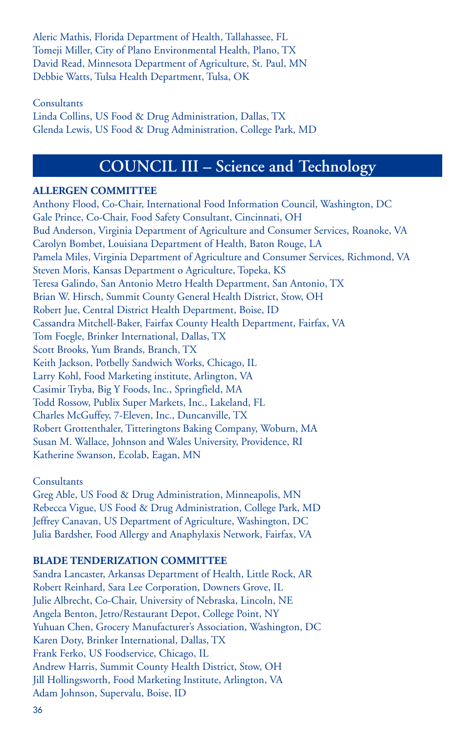Aleric Mathis, Florida Department of Health, Tallahassee, FL
Tomeji Miller, City of Plano Environmental Health, Plano, TX
David Read, Minnesota Department of Agriculture, St. Paul, MN
Debbie Watts, Tulsa Health Department, Tulsa, OK

Consultants
Linda Collins, US Food & Drug Administration, Dallas, TX
Glenda Lewis, US Food & Drug Administration, College Park, MD

## COUNCIL III – Science and Technology

**ALLERGEN COMMITTEE**
Anthony Flood, Co-Chair, International Food Information Council, Washington, DC
Gale Prince, Co-Chair, Food Safety Consultant, Cincinnati, OH
Bud Anderson, Virginia Department of Agriculture and Consumer Services, Roanoke, VA
Carolyn Bombet, Louisiana Department of Health, Baton Rouge, LA
Pamela Miles, Virginia Department of Agriculture and Consumer Services, Richmond, VA
Steven Moris, Kansas Department o Agriculture, Topeka, KS
Teresa Galindo, San Antonio Metro Health Department, San Antonio, TX
Brian W. Hirsch, Summit County General Health District, Stow, OH
Robert Jue, Central District Health Department, Boise, ID
Cassandra Mitchell-Baker, Fairfax County Health Department, Fairfax, VA
Tom Foegle, Brinker International, Dallas, TX
Scott Brooks, Yum Brands, Branch, TX
Keith Jackson, Potbelly Sandwich Works, Chicago, IL
Larry Kohl, Food Marketing institute, Arlington, VA
Casimir Tryba, Big Y Foods, Inc., Springfield, MA
Todd Rossow, Publix Super Markets, Inc., Lakeland, FL
Charles McGuffey, 7-Eleven, Inc., Duncanville, TX
Robert Grottenthaler, Titteringtons Baking Company, Woburn, MA
Susan M. Wallace, Johnson and Wales University, Providence, RI
Katherine Swanson, Ecolab, Eagan, MN

Consultants
Greg Able, US Food & Drug Administration, Minneapolis, MN
Rebecca Vigue, US Food & Drug Administration, College Park, MD
Jeffrey Canavan, US Department of Agriculture, Washington, DC
Julia Bardsher, Food Allergy and Anaphylaxis Network, Fairfax, VA

**BLADE TENDERIZATION COMMITTEE**
Sandra Lancaster, Arkansas Department of Health, Little Rock, AR
Robert Reinhard, Sara Lee Corporation, Downers Grove, IL
Julie Albrecht, Co-Chair, University of Nebraska, Lincoln, NE
Angela Benton, Jetro/Restaurant Depot, College Point, NY
Yuhuan Chen, Grocery Manufacturer's Association, Washington, DC
Karen Doty, Brinker International, Dallas, TX
Frank Ferko, US Foodservice, Chicago, IL
Andrew Harris, Summit County Health District, Stow, OH
Jill Hollingsworth, Food Marketing Institute, Arlington, VA
Adam Johnson, Supervalu, Boise, ID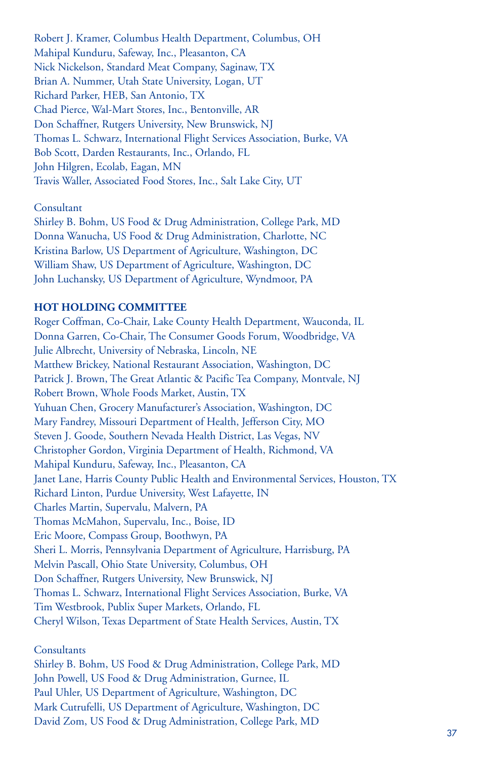Robert J. Kramer, Columbus Health Department, Columbus, OH
Mahipal Kunduru, Safeway, Inc., Pleasanton, CA
Nick Nickelson, Standard Meat Company, Saginaw, TX
Brian A. Nummer, Utah State University, Logan, UT
Richard Parker, HEB, San Antonio, TX
Chad Pierce, Wal-Mart Stores, Inc., Bentonville, AR
Don Schaffner, Rutgers University, New Brunswick, NJ
Thomas L. Schwarz, International Flight Services Association, Burke, VA
Bob Scott, Darden Restaurants, Inc., Orlando, FL
John Hilgren, Ecolab, Eagan, MN
Travis Waller, Associated Food Stores, Inc., Salt Lake City, UT

Consultant
Shirley B. Bohm, US Food & Drug Administration, College Park, MD
Donna Wanucha, US Food & Drug Administration, Charlotte, NC
Kristina Barlow, US Department of Agriculture, Washington, DC
William Shaw, US Department of Agriculture, Washington, DC
John Luchansky, US Department of Agriculture, Wyndmoor, PA

**HOT HOLDING COMMITTEE**

Roger Coffman, Co-Chair, Lake County Health Department, Wauconda, IL
Donna Garren, Co-Chair, The Consumer Goods Forum, Woodbridge, VA
Julie Albrecht, University of Nebraska, Lincoln, NE
Matthew Brickey, National Restaurant Association, Washington, DC
Patrick J. Brown, The Great Atlantic & Pacific Tea Company, Montvale, NJ
Robert Brown, Whole Foods Market, Austin, TX
Yuhuan Chen, Grocery Manufacturer's Association, Washington, DC
Mary Fandrey, Missouri Department of Health, Jefferson City, MO
Steven J. Goode, Southern Nevada Health District, Las Vegas, NV
Christopher Gordon, Virginia Department of Health, Richmond, VA
Mahipal Kunduru, Safeway, Inc., Pleasanton, CA
Janet Lane, Harris County Public Health and Environmental Services, Houston, TX
Richard Linton, Purdue University, West Lafayette, IN
Charles Martin, Supervalu, Malvern, PA
Thomas McMahon, Supervalu, Inc., Boise, ID
Eric Moore, Compass Group, Boothwyn, PA
Sheri L. Morris, Pennsylvania Department of Agriculture, Harrisburg, PA
Melvin Pascall, Ohio State University, Columbus, OH
Don Schaffner, Rutgers University, New Brunswick, NJ
Thomas L. Schwarz, International Flight Services Association, Burke, VA
Tim Westbrook, Publix Super Markets, Orlando, FL
Cheryl Wilson, Texas Department of State Health Services, Austin, TX

Consultants
Shirley B. Bohm, US Food & Drug Administration, College Park, MD
John Powell, US Food & Drug Administration, Gurnee, IL
Paul Uhler, US Department of Agriculture, Washington, DC
Mark Cutrufelli, US Department of Agriculture, Washington, DC
David Zom, US Food & Drug Administration, College Park, MD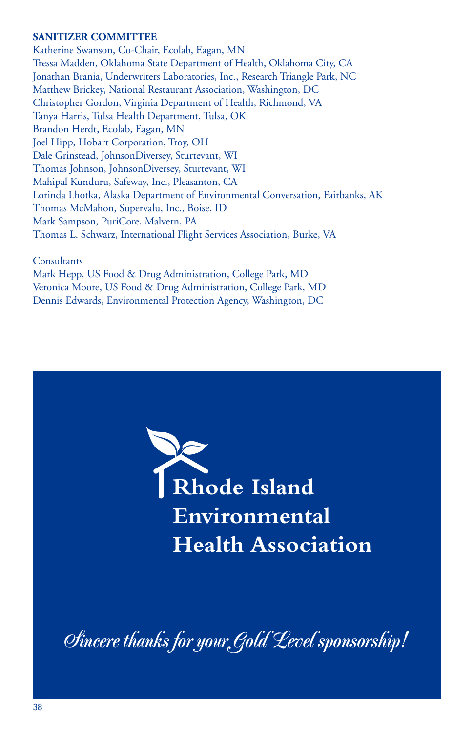**SANITIZER COMMITTEE**

Katherine Swanson, Co-Chair, Ecolab, Eagan, MN
Tressa Madden, Oklahoma State Department of Health, Oklahoma City, CA
Jonathan Brania, Underwriters Laboratories, Inc., Research Triangle Park, NC
Matthew Brickey, National Restaurant Association, Washington, DC
Christopher Gordon, Virginia Department of Health, Richmond, VA
Tanya Harris, Tulsa Health Department, Tulsa, OK
Brandon Herdt, Ecolab, Eagan, MN
Joel Hipp, Hobart Corporation, Troy, OH
Dale Grinstead, JohnsonDiversey, Sturtevant, WI
Thomas Johnson, JohnsonDiversey, Sturtevant, WI
Mahipal Kunduru, Safeway, Inc., Pleasanton, CA
Lorinda Lhotka, Alaska Department of Environmental Conversation, Fairbanks, AK
Thomas McMahon, Supervalu, Inc., Boise, ID
Mark Sampson, PuriCore, Malvern, PA
Thomas L. Schwarz, International Flight Services Association, Burke, VA

Consultants
Mark Hepp, US Food & Drug Administration, College Park, MD
Veronica Moore, US Food & Drug Administration, College Park, MD
Dennis Edwards, Environmental Protection Agency, Washington, DC

**Rhode Island Environmental Health Association**

*Sincere thanks for your Gold Level sponsorship!*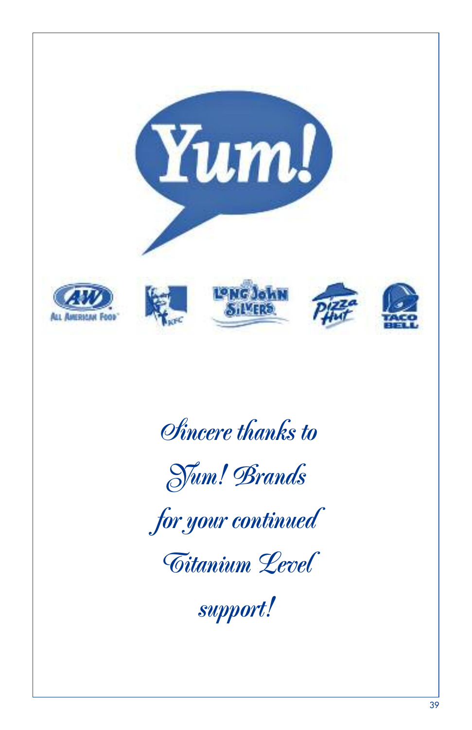*Sincere thanks to*

*Yum! Brands*

*for your continued*

*Titanium Level*

*support!*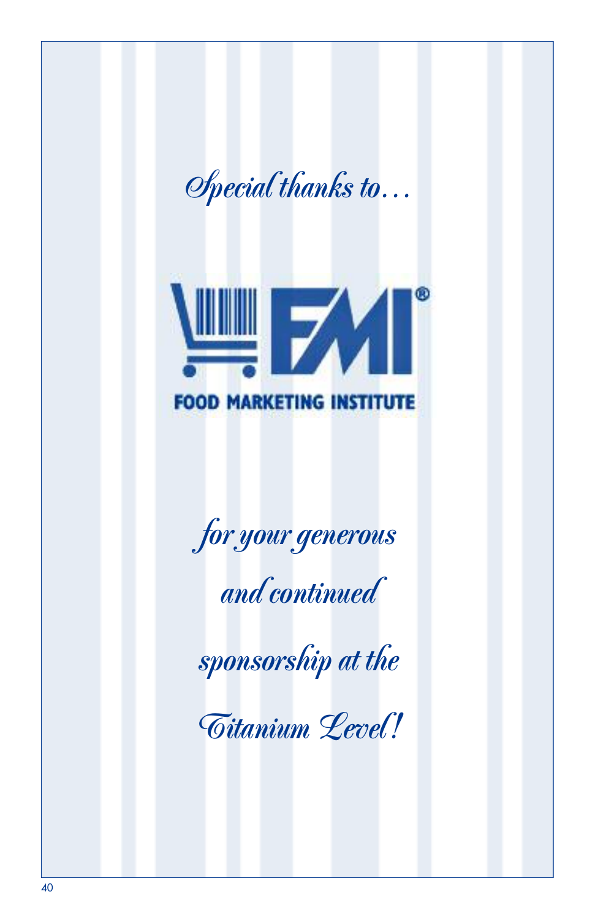*Special thanks to…*

FMI®

FOOD MARKETING INSTITUTE

*for your generous and continued sponsorship at the Titanium Level!*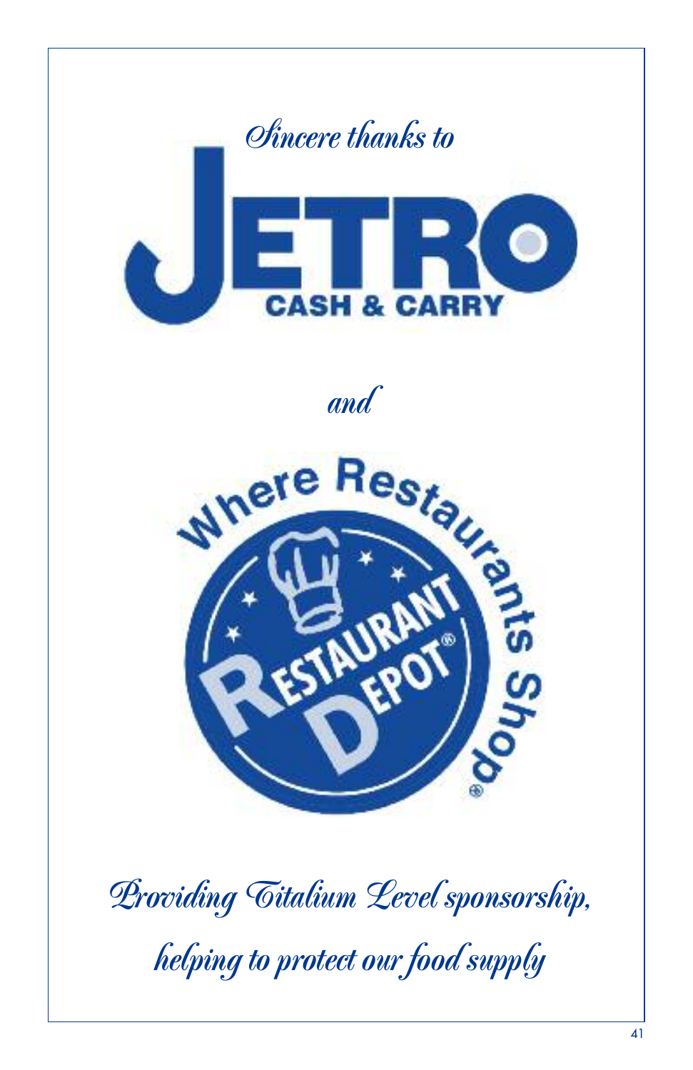*Sincere thanks to*

JETRO
CASH & CARRY

*and*

Where Restaurants Shop®

RESTAURANT DEPOT®

*Providing Titalium Level sponsorship,*

*helping to protect our food supply*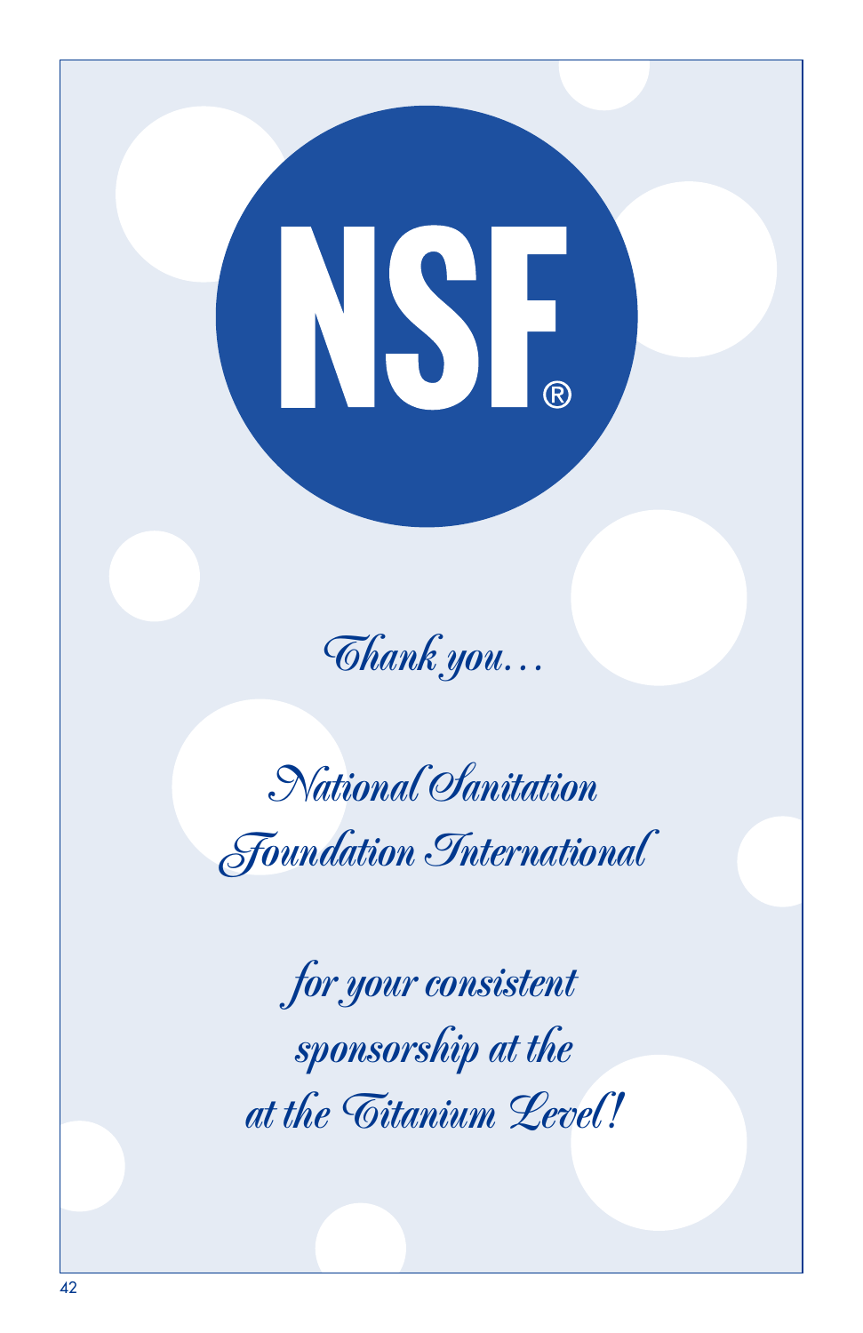NSF®

*Thank you…*

*National Sanitation Foundation International*

*for your consistent sponsorship at the at the Titanium Level!*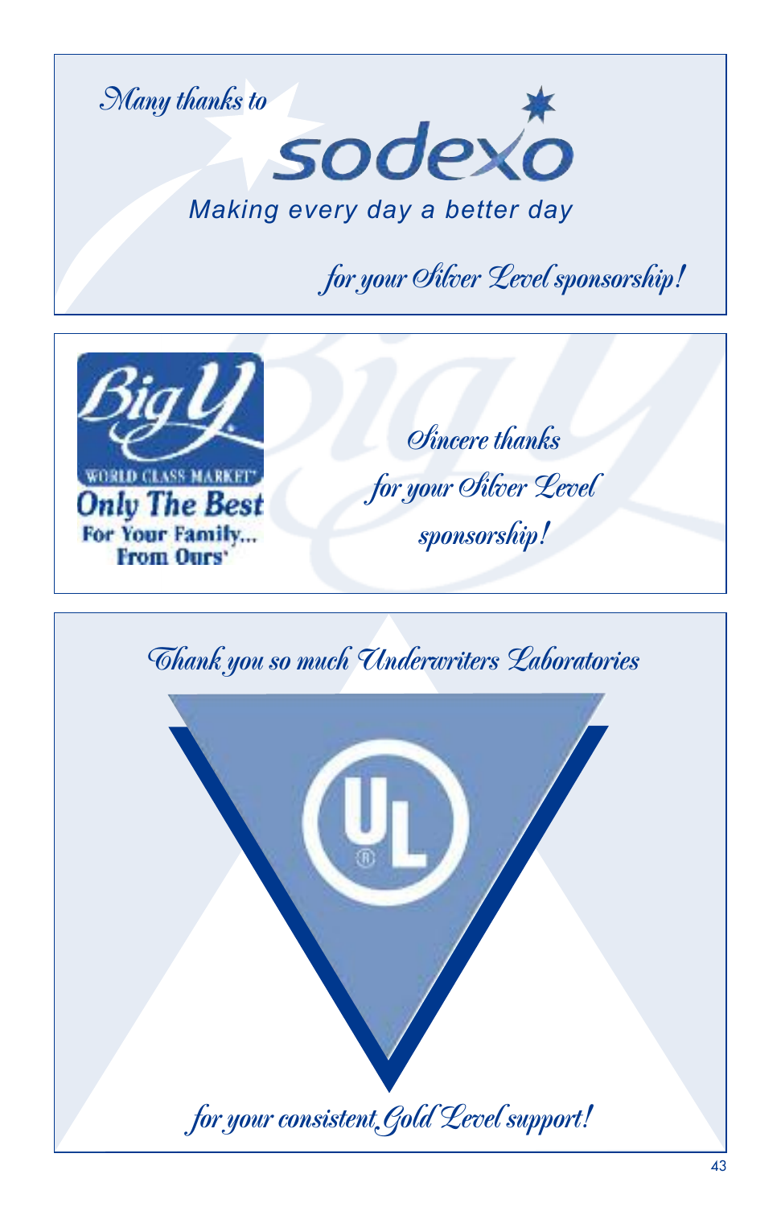*Many thanks to*

sodexo

*Making every day a better day*

*for your Silver Level sponsorship!*

---

Big Y

WORLD CLASS MARKET®

**Only The Best**

**For Your Family... From Ours®**

*Sincere thanks for your Silver Level sponsorship!*

---

*Thank you so much Underwriters Laboratories*

UL

*for your consistent Gold Level support!*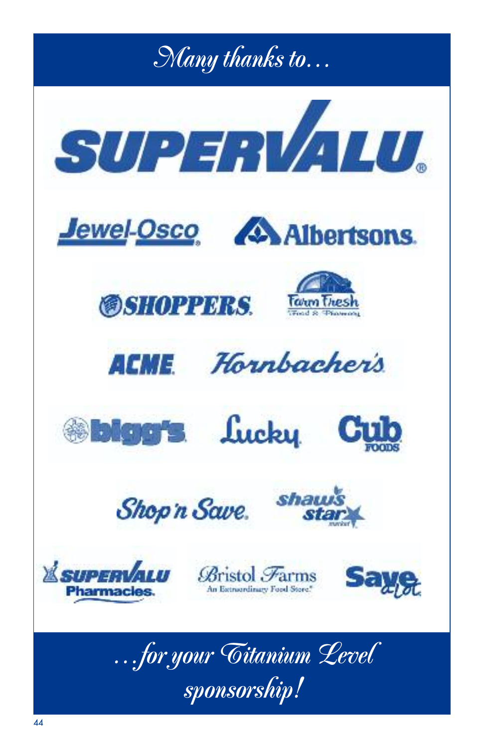# *Many thanks to…*

SUPERVALU®

Jewel-Osco

Albertsons

SHOPPERS

Farm Fresh Food & Pharmacy

ACME

Hornbacher's

bigg's

Lucky

Cub Foods

Shop 'n Save

shaw's star market

SUPERVALU Pharmacies

Bristol Farms An Extraordinary Food Store

Save-a-Lot

## *…for your Titanium Level sponsorship!*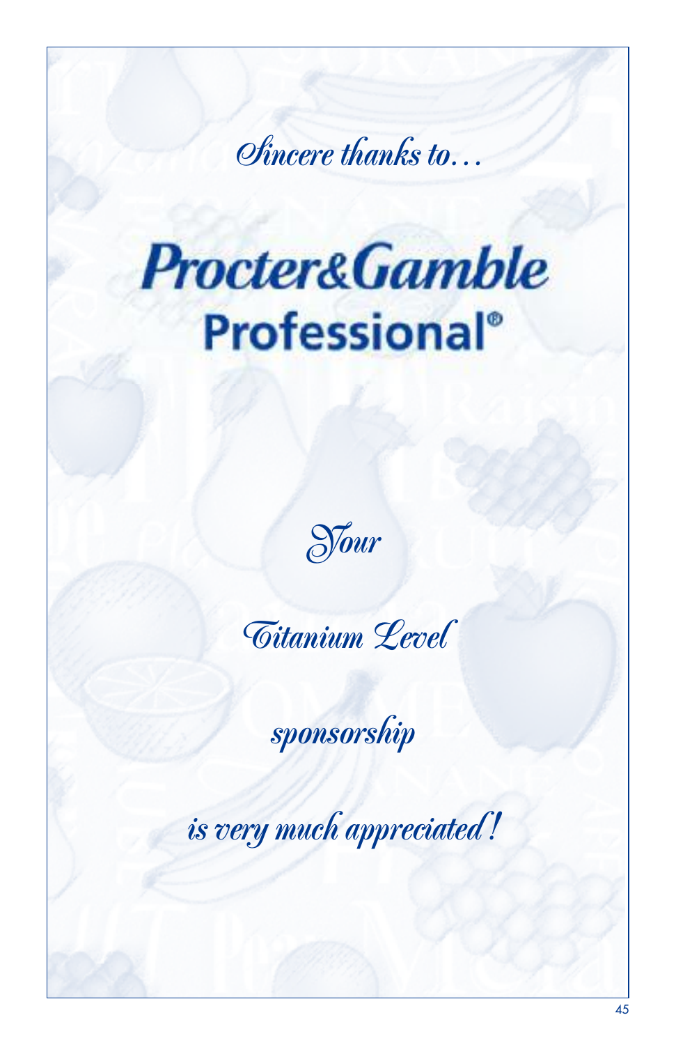*Sincere thanks to…*

**Procter&Gamble Professional®**

*Your*

*Titanium Level*

*sponsorship*

*is very much appreciated!*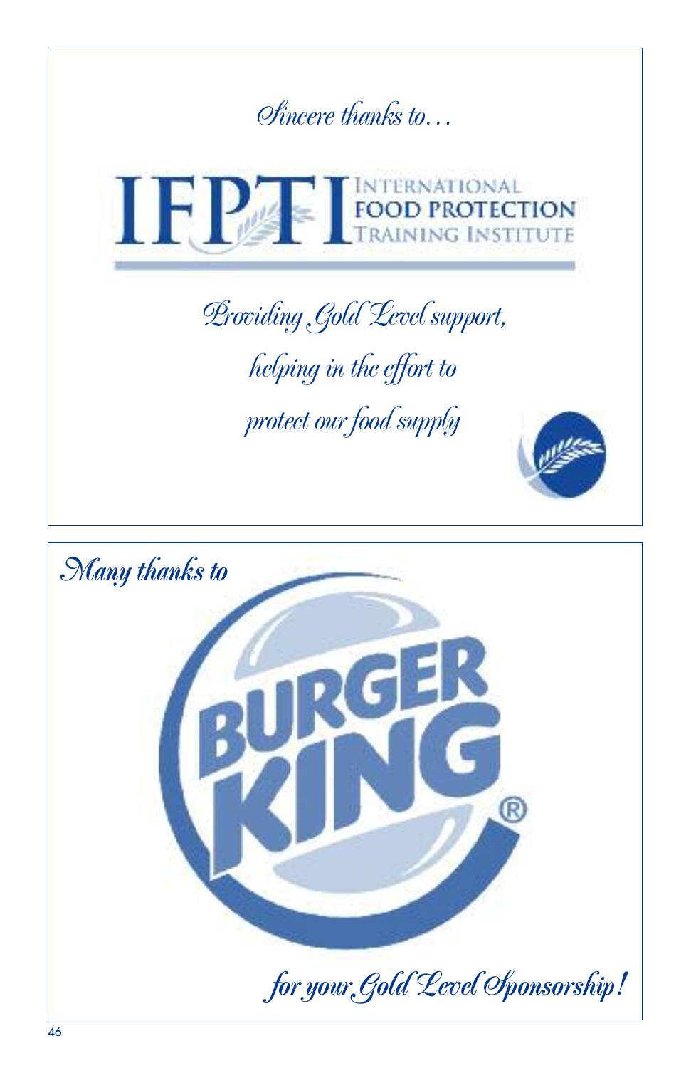*Sincere thanks to…*

IFPTI INTERNATIONAL FOOD PROTECTION TRAINING INSTITUTE

*Providing Gold Level support,*

*helping in the effort to*

*protect our food supply*

*Many thanks to*

BURGER KING®

*for your Gold Level Sponsorship!*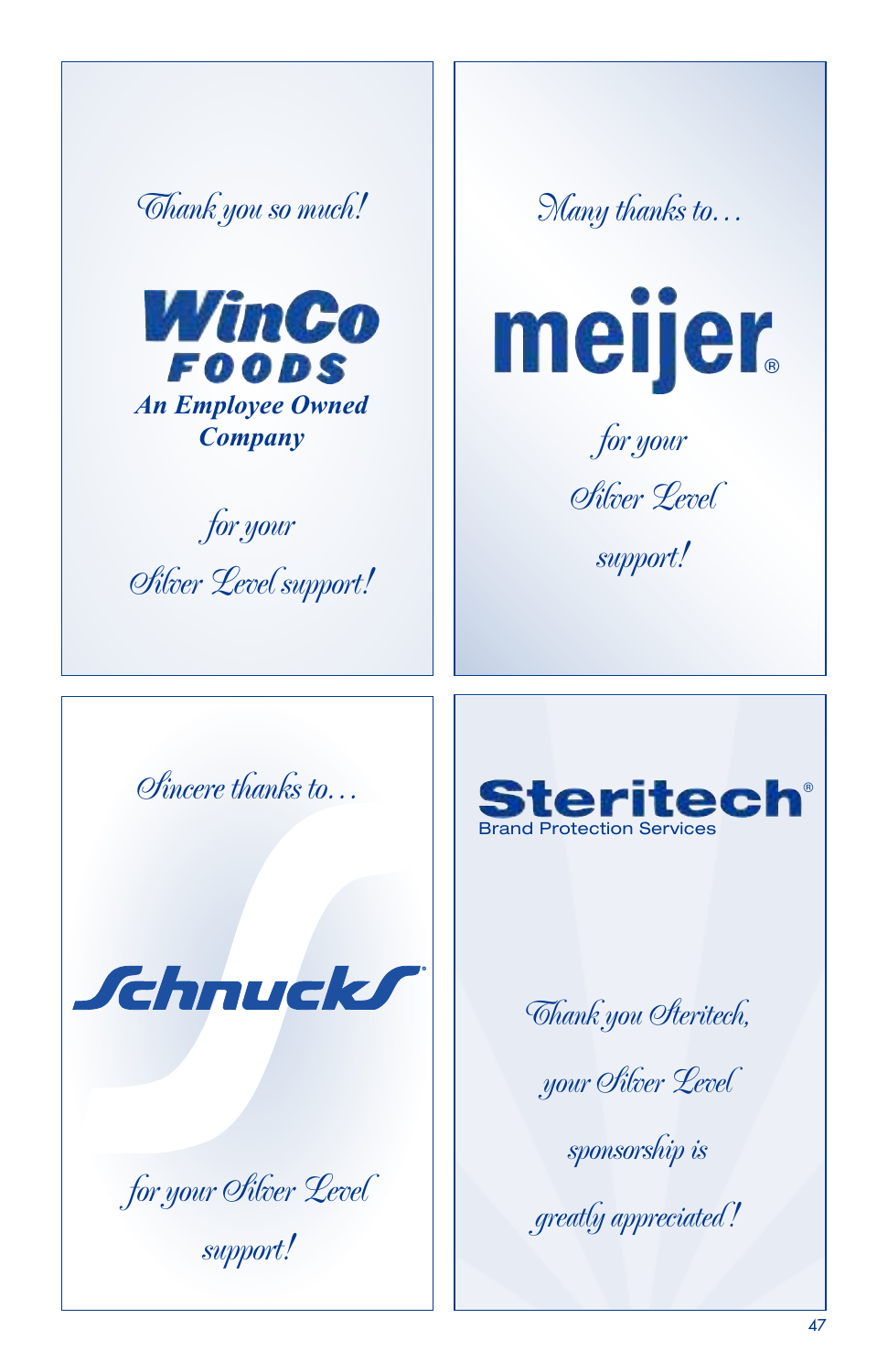*Thank you so much!*

**WinCo FOODS**

***An Employee Owned Company***

*for your Silver Level support!*

*Many thanks to…*

**meijer®**

*for your Silver Level support!*

*Sincere thanks to…*

**Schnucks®**

*for your Silver Level support!*

**Steritech®**
Brand Protection Services

*Thank you Steritech, your Silver Level sponsorship is greatly appreciated!*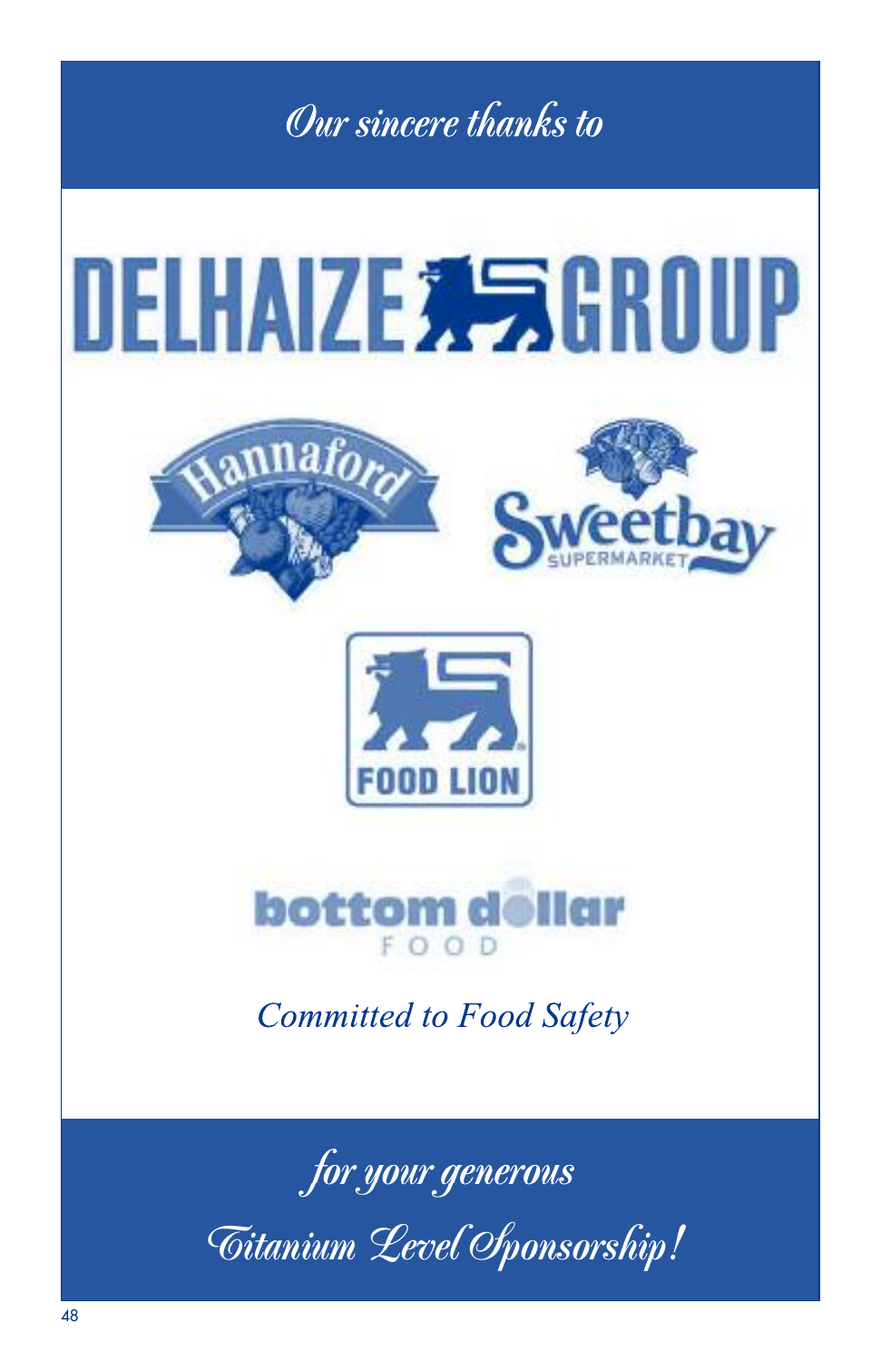*Our sincere thanks to*

DELHAIZE GROUP

Hannaford

Sweetbay SUPERMARKET

FOOD LION

bottom dollar FOOD

*Committed to Food Safety*

*for your generous*

*Titanium Level Sponsorship!*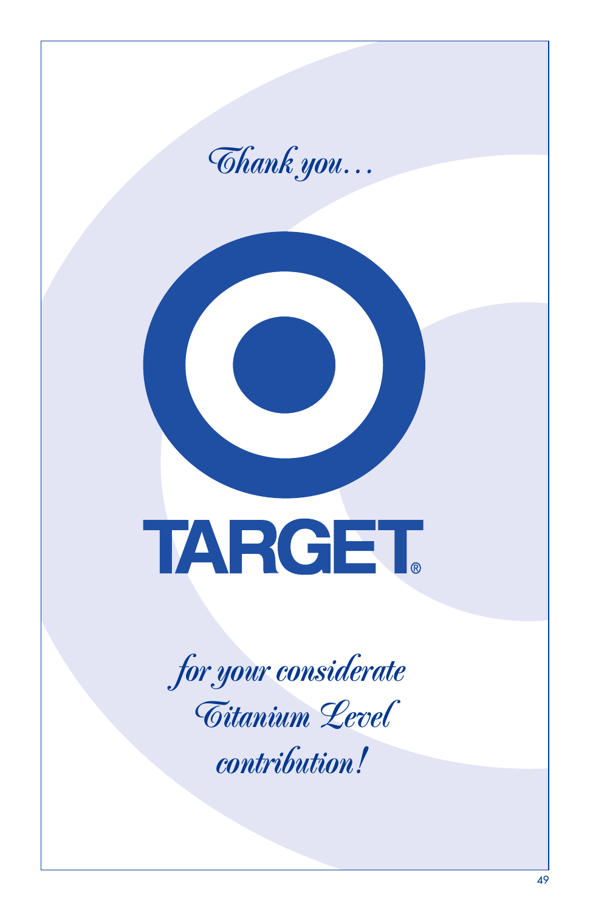*Thank you…*

TARGET®

*for your considerate Titanium Level contribution!*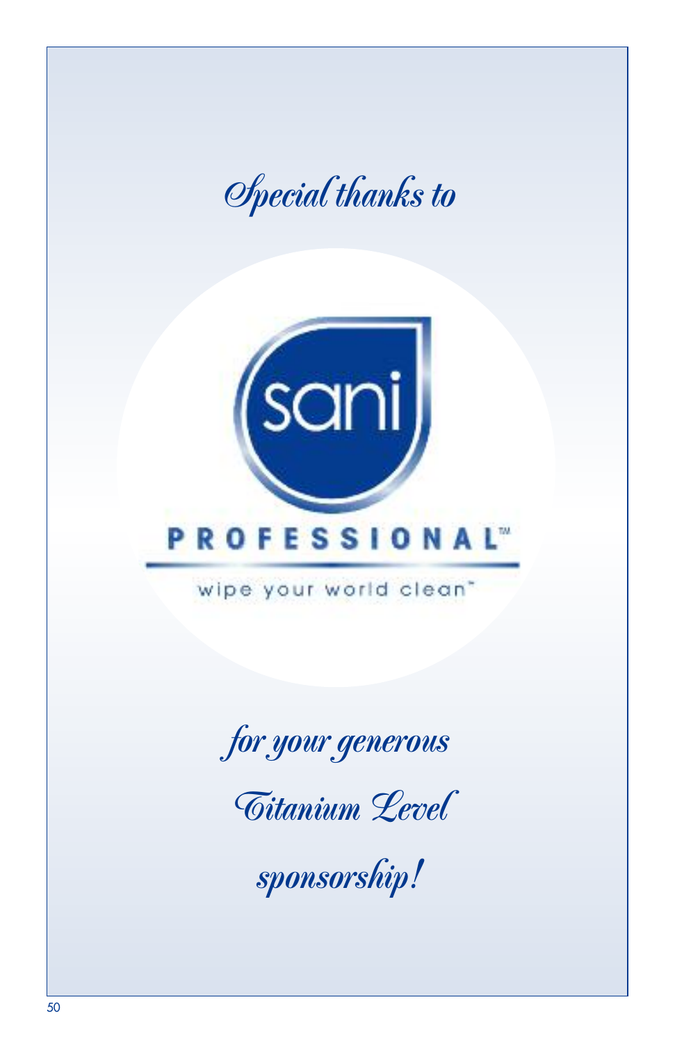*Special thanks to*

sani

PROFESSIONAL™

wipe your world clean™

*for your generous*

*Titanium Level*

*sponsorship!*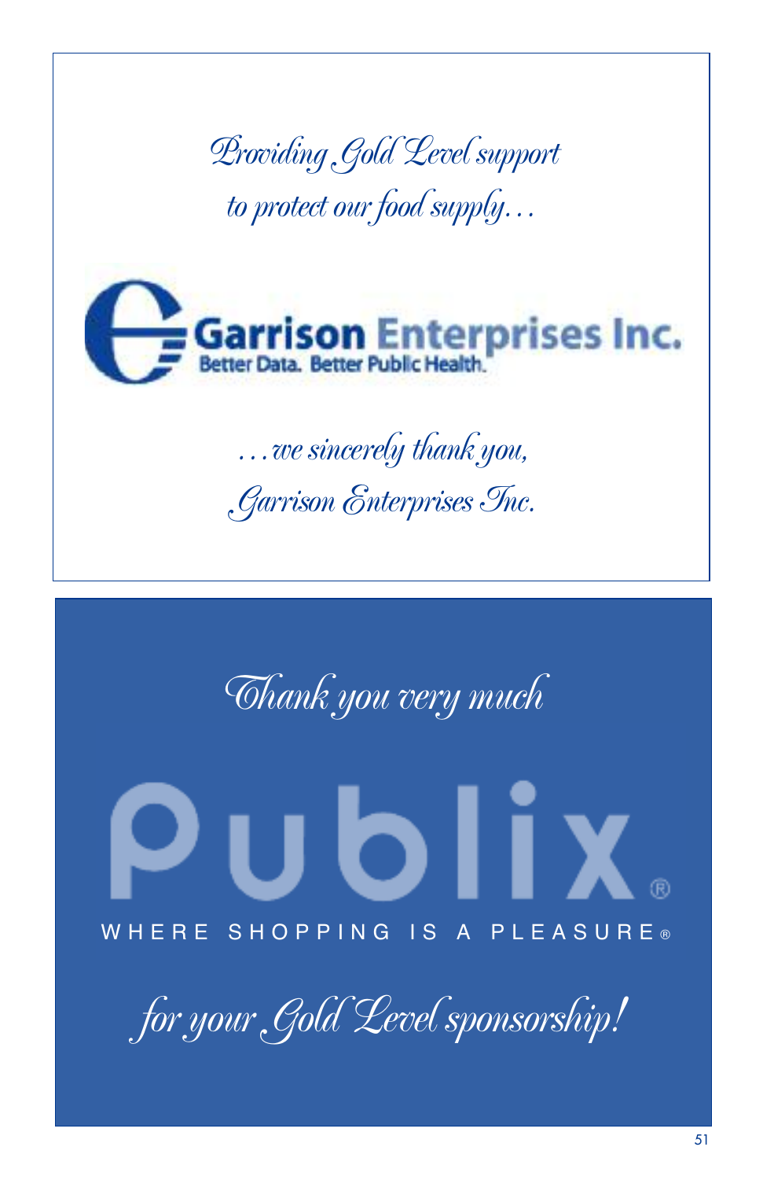*Providing Gold Level support*
*to protect our food supply…*

**Garrison Enterprises Inc.**
Better Data. Better Public Health.

*…we sincerely thank you,*
*Garrison Enterprises Inc.*

*Thank you very much*

**Publix®**
WHERE SHOPPING IS A PLEASURE®

*for your Gold Level sponsorship!*